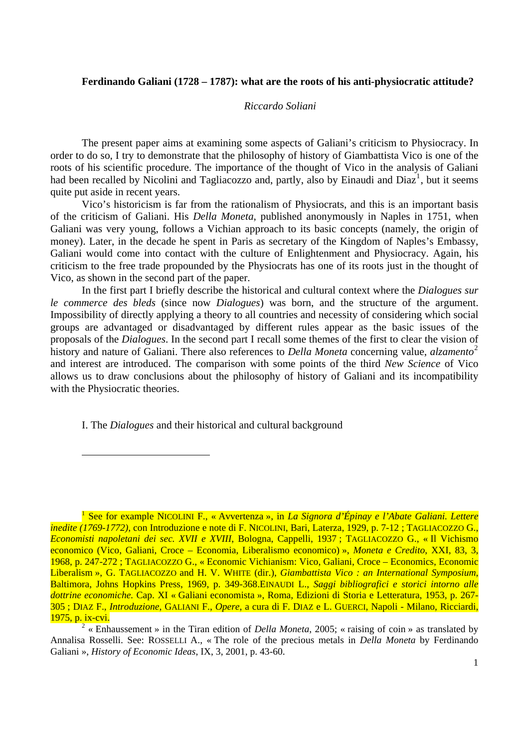## Ferdinando Galiani (1728 – 1787): what are the roots of his anti-physiocratic attitude?

*Riccardo Soliani*

The present paper aims at examining some aspects of Galiani's criticism to Physiocracy. In order to do so, I try to demonstrate that the philosophy of history of Giambattista Vico is one of the roots of his scientific procedure. The importance of the thought of Vico in the analysis of Galiani had been recalled by Nicolini and Tagliacozzo and, partly, also by Einaudi and Diaz[1], but it seems quite put aside in recent years.

Vico's historicism is far from the rationalism of Physiocrats, and this is an important basis of the criticism of Galiani. His *Della Moneta*, published anonymously in Naples in 1751, when Galiani was very young, follows a Vichian approach to its basic concepts (namely, the origin of money). Later, in the decade he spent in Paris as secretary of the Kingdom of Naples's Embassy, Galiani would come into contact with the culture of Enlightenment and Physiocracy. Again, his criticism to the free trade propounded by the Physiocrats has one of its roots just in the thought of Vico, as shown in the second part of the paper.

In the first part I briefly describe the historical and cultural context where the *Dialogues sur le commerce des bleds* (since now *Dialogues*) was born, and the structure of the argument. Impossibility of directly applying a theory to all countries and necessity of considering which social groups are advantaged or disadvantaged by different rules appear as the basic issues of the proposals of the *Dialogues*. In the second part I recall some themes of the first to clear the vision of history and nature of Galiani. There also references to *Della Moneta* concerning value, *alzamento*[2] and interest are introduced. The comparison with some points of the third *New Science* of Vico allows us to draw conclusions about the philosophy of history of Galiani and its incompatibility with the Physiocratic theories.

### I. The *Dialogues* and their historical and cultural background

---

[1] See for example NICOLINI F., « Avvertenza », in *La Signora d'Épinay e l'Abate Galiani. Lettere inedite (1769-1772)*, con Introduzione e note di F. NICOLINI, Bari, Laterza, 1929, p. 7-12 ; TAGLIACOZZO G., *Economisti napoletani dei sec. XVII e XVIII*, Bologna, Cappelli, 1937 ; TAGLIACOZZO G., « Il Vichismo economico (Vico, Galiani, Croce – Economia, Liberalismo economico) », *Moneta e Credito*, XXI, 83, 3, 1968, p. 247-272 ; TAGLIACOZZO G., « Economic Vichianism: Vico, Galiani, Croce – Economics, Economic Liberalism », G. TAGLIACOZZO and H. V. WHITE (dir.), *Giambattista Vico : an International Symposium*, Baltimora, Johns Hopkins Press, 1969, p. 349-368.EINAUDI L., *Saggi bibliografici e storici intorno alle dottrine economiche*. Cap. XI « Galiani economista », Roma, Edizioni di Storia e Letteratura, 1953, p. 267-305 ; DIAZ F., *Introduzione*, GALIANI F., *Opere*, a cura di F. DIAZ e L. GUERCI, Napoli - Milano, Ricciardi, 1975, p. ix-cvi.

[2] « Enhaussement » in the Tiran edition of *Della Moneta*, 2005; « raising of coin » as translated by Annalisa Rosselli. See: ROSSELLI A., « The role of the precious metals in *Della Moneta* by Ferdinando Galiani », *History of Economic Ideas*, IX, 3, 2001, p. 43-60.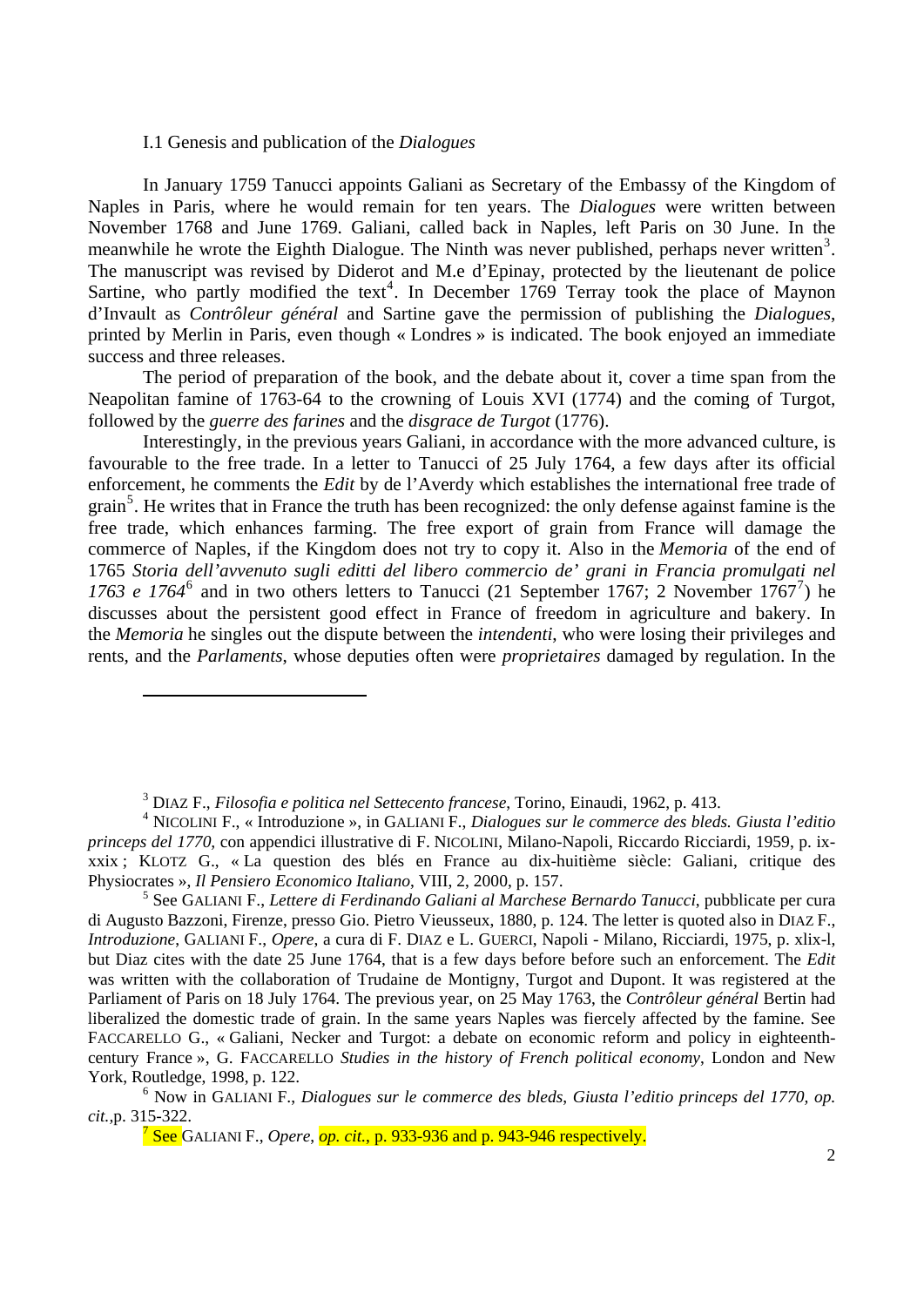## I.1 Genesis and publication of the *Dialogues*

In January 1759 Tanucci appoints Galiani as Secretary of the Embassy of the Kingdom of Naples in Paris, where he would remain for ten years. The *Dialogues* were written between November 1768 and June 1769. Galiani, called back in Naples, left Paris on 30 June. In the meanwhile he wrote the Eighth Dialogue. The Ninth was never published, perhaps never written[3]. The manuscript was revised by Diderot and M.e d'Epinay, protected by the lieutenant de police Sartine, who partly modified the text[4]. In December 1769 Terray took the place of Maynon d'Invault as *Contrôleur général* and Sartine gave the permission of publishing the *Dialogues*, printed by Merlin in Paris, even though « Londres » is indicated. The book enjoyed an immediate success and three releases.

The period of preparation of the book, and the debate about it, cover a time span from the Neapolitan famine of 1763-64 to the crowning of Louis XVI (1774) and the coming of Turgot, followed by the *guerre des farines* and the *disgrace de Turgot* (1776).

Interestingly, in the previous years Galiani, in accordance with the more advanced culture, is favourable to the free trade. In a letter to Tanucci of 25 July 1764, a few days after its official enforcement, he comments the *Edit* by de l'Averdy which establishes the international free trade of grain[5]. He writes that in France the truth has been recognized: the only defense against famine is the free trade, which enhances farming. The free export of grain from France will damage the commerce of Naples, if the Kingdom does not try to copy it. Also in the *Memoria* of the end of 1765 *Storia dell'avvenuto sugli editti del libero commercio de' grani in Francia promulgati nel 1763 e 1764*[6] and in two others letters to Tanucci (21 September 1767; 2 November 1767[7]) he discusses about the persistent good effect in France of freedom in agriculture and bakery. In the *Memoria* he singles out the dispute between the *intendenti*, who were losing their privileges and rents, and the *Parlaments*, whose deputies often were *proprietaires* damaged by regulation. In the

---

[3] DIAZ F., *Filosofia e politica nel Settecento francese*, Torino, Einaudi, 1962, p. 413.

[4] NICOLINI F., « Introduzione », in GALIANI F., *Dialogues sur le commerce des bleds. Giusta l'editio princeps del 1770*, con appendici illustrative di F. NICOLINI, Milano-Napoli, Riccardo Ricciardi, 1959, p. ix-xxix ; KLOTZ G., « La question des blés en France au dix-huitième siècle: Galiani, critique des Physiocrates », *Il Pensiero Economico Italiano*, VIII, 2, 2000, p. 157.

[5] See GALIANI F., *Lettere di Ferdinando Galiani al Marchese Bernardo Tanucci*, pubblicate per cura di Augusto Bazzoni, Firenze, presso Gio. Pietro Vieusseux, 1880, p. 124. The letter is quoted also in DIAZ F., *Introduzione*, GALIANI F., *Opere*, a cura di F. DIAZ e L. GUERCI, Napoli - Milano, Ricciardi, 1975, p. xlix-l, but Diaz cites with the date 25 June 1764, that is a few days before before such an enforcement. The *Edit* was written with the collaboration of Trudaine de Montigny, Turgot and Dupont. It was registered at the Parliament of Paris on 18 July 1764. The previous year, on 25 May 1763, the *Contrôleur général* Bertin had liberalized the domestic trade of grain. In the same years Naples was fiercely affected by the famine. See FACCARELLO G., « Galiani, Necker and Turgot: a debate on economic reform and policy in eighteenth-century France », G. FACCARELLO *Studies in the history of French political economy*, London and New York, Routledge, 1998, p. 122.

[6] Now in GALIANI F., *Dialogues sur le commerce des bleds*, *Giusta l'editio princeps del 1770, op. cit.*,p. 315-322.

[7] See GALIANI F., *Opere*, *op. cit.*, p. 933-936 and p. 943-946 respectively.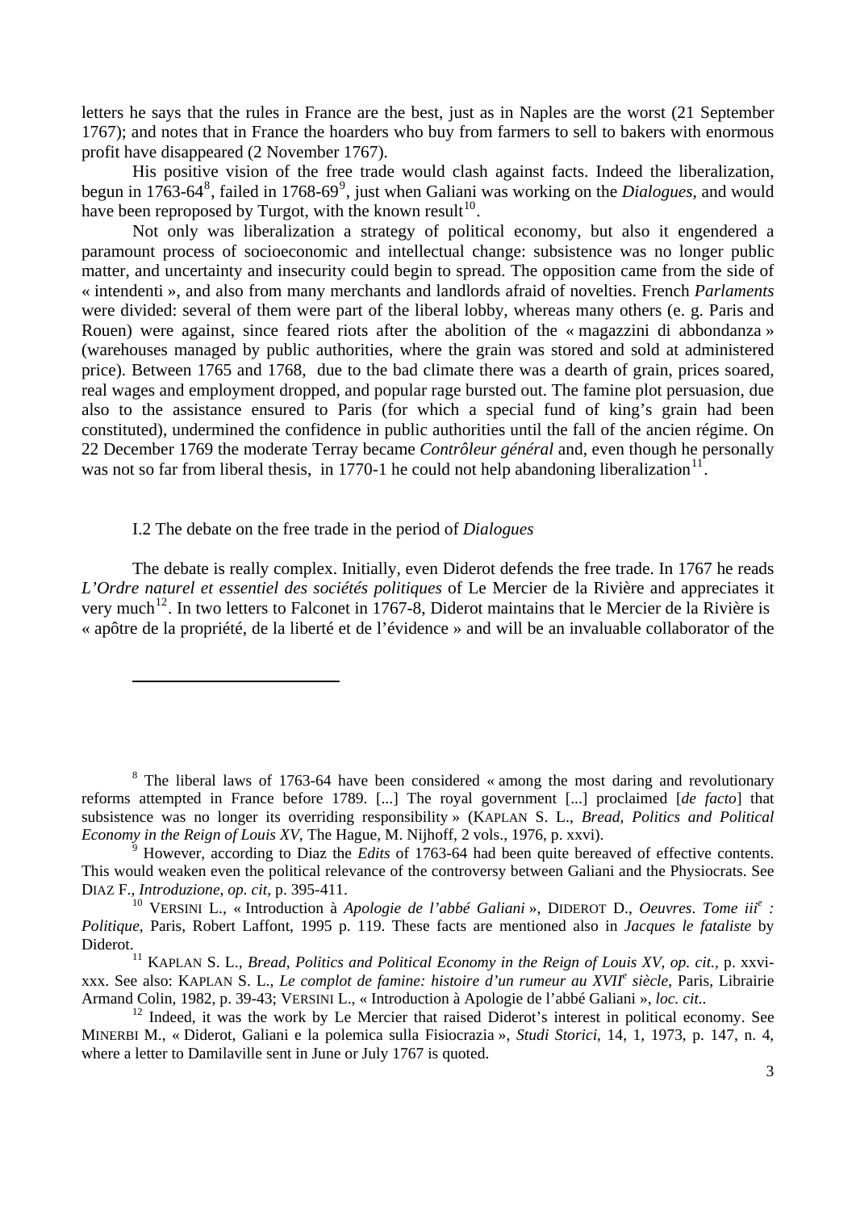letters he says that the rules in France are the best, just as in Naples are the worst (21 September 1767); and notes that in France the hoarders who buy from farmers to sell to bakers with enormous profit have disappeared (2 November 1767).

His positive vision of the free trade would clash against facts. Indeed the liberalization, begun in 1763-64[8], failed in 1768-69[9], just when Galiani was working on the *Dialogues*, and would have been reproposed by Turgot, with the known result[10].

Not only was liberalization a strategy of political economy, but also it engendered a paramount process of socioeconomic and intellectual change: subsistence was no longer public matter, and uncertainty and insecurity could begin to spread. The opposition came from the side of « intendenti », and also from many merchants and landlords afraid of novelties. French *Parlaments* were divided: several of them were part of the liberal lobby, whereas many others (e. g. Paris and Rouen) were against, since feared riots after the abolition of the « magazzini di abbondanza » (warehouses managed by public authorities, where the grain was stored and sold at administered price). Between 1765 and 1768, due to the bad climate there was a dearth of grain, prices soared, real wages and employment dropped, and popular rage bursted out. The famine plot persuasion, due also to the assistance ensured to Paris (for which a special fund of king's grain had been constituted), undermined the confidence in public authorities until the fall of the ancien régime. On 22 December 1769 the moderate Terray became *Contrôleur général* and, even though he personally was not so far from liberal thesis, in 1770-1 he could not help abandoning liberalization[11].

## I.2 The debate on the free trade in the period of *Dialogues*

The debate is really complex. Initially, even Diderot defends the free trade. In 1767 he reads *L'Ordre naturel et essentiel des sociétés politiques* of Le Mercier de la Rivière and appreciates it very much[12]. In two letters to Falconet in 1767-8, Diderot maintains that le Mercier de la Rivière is « apôtre de la propriété, de la liberté et de l'évidence » and will be an invaluable collaborator of the

---

[8] The liberal laws of 1763-64 have been considered « among the most daring and revolutionary reforms attempted in France before 1789. [...] The royal government [...] proclaimed [*de facto*] that subsistence was no longer its overriding responsibility » (KAPLAN S. L., *Bread, Politics and Political Economy in the Reign of Louis XV*, The Hague, M. Nijhoff, 2 vols., 1976, p. xxvi).

[9] However, according to Diaz the *Edits* of 1763-64 had been quite bereaved of effective contents. This would weaken even the political relevance of the controversy between Galiani and the Physiocrats. See DIAZ F., *Introduzione*, *op. cit*, p. 395-411.

[10] VERSINI L., « Introduction à *Apologie de l'abbé Galiani* », DIDEROT D., *Oeuvres*. *Tome iii^e : Politique*, Paris, Robert Laffont, 1995 p. 119. These facts are mentioned also in *Jacques le fataliste* by Diderot.

[11] KAPLAN S. L., *Bread, Politics and Political Economy in the Reign of Louis XV, op. cit.,* p. xxvi-xxx. See also: KAPLAN S. L., *Le complot de famine: histoire d'un rumeur au XVII^e siècle*, Paris, Librairie Armand Colin, 1982, p. 39-43; VERSINI L., « Introduction à Apologie de l'abbé Galiani », *loc. cit.*.

[12] Indeed, it was the work by Le Mercier that raised Diderot's interest in political economy. See MINERBI M., « Diderot, Galiani e la polemica sulla Fisiocrazia », *Studi Storici*, 14, 1, 1973, p. 147, n. 4, where a letter to Damilaville sent in June or July 1767 is quoted.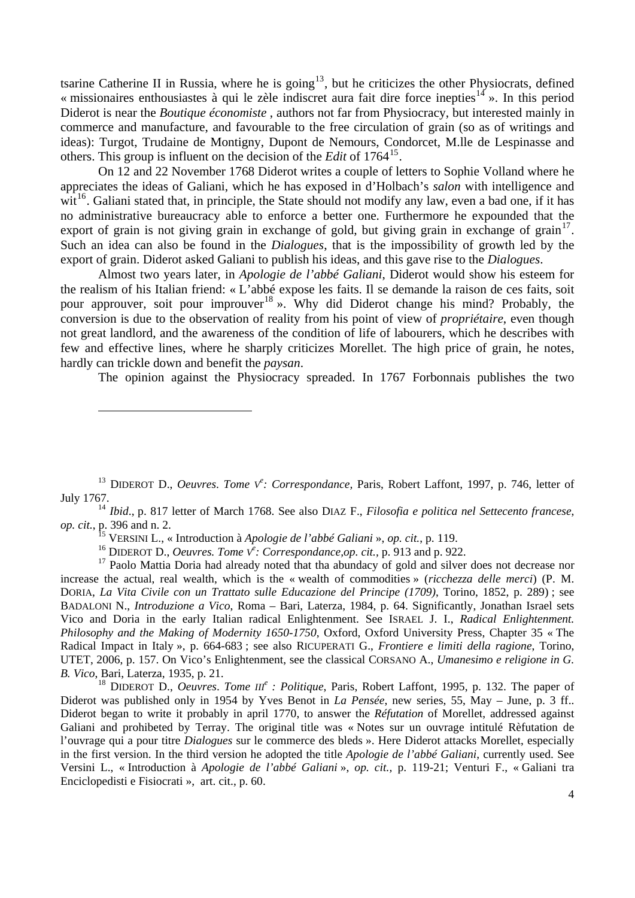tsarine Catherine II in Russia, where he is going[13], but he criticizes the other Physiocrats, defined « missionaires enthousiastes à qui le zèle indiscret aura fait dire force inepties[14] ». In this period Diderot is near the *Boutique économiste* , authors not far from Physiocracy, but interested mainly in commerce and manufacture, and favourable to the free circulation of grain (so as of writings and ideas): Turgot, Trudaine de Montigny, Dupont de Nemours, Condorcet, M.lle de Lespinasse and others. This group is influent on the decision of the *Edit* of 1764[15].

On 12 and 22 November 1768 Diderot writes a couple of letters to Sophie Volland where he appreciates the ideas of Galiani, which he has exposed in d'Holbach's *salon* with intelligence and wit[16]. Galiani stated that, in principle, the State should not modify any law, even a bad one, if it has no administrative bureaucracy able to enforce a better one. Furthermore he expounded that the export of grain is not giving grain in exchange of gold, but giving grain in exchange of grain[17]. Such an idea can also be found in the *Dialogues*, that is the impossibility of growth led by the export of grain. Diderot asked Galiani to publish his ideas, and this gave rise to the *Dialogues*.

Almost two years later, in *Apologie de l'abbé Galiani*, Diderot would show his esteem for the realism of his Italian friend: « L'abbé expose les faits. Il se demande la raison de ces faits, soit pour approuver, soit pour improuver[18] ». Why did Diderot change his mind? Probably, the conversion is due to the observation of reality from his point of view of *propriétaire*, even though not great landlord, and the awareness of the condition of life of labourers, which he describes with few and effective lines, where he sharply criticizes Morellet. The high price of grain, he notes, hardly can trickle down and benefit the *paysan*.

The opinion against the Physiocracy spreaded. In 1767 Forbonnais publishes the two

---

[13] DIDEROT D., *Oeuvres*. *Tome V$^e$: Correspondance*, Paris, Robert Laffont, 1997, p. 746, letter of July 1767.

[14] *Ibid*., p. 817 letter of March 1768. See also DIAZ F., *Filosofia e politica nel Settecento francese*, *op. cit.*, p. 396 and n. 2.

[15] VERSINI L., « Introduction à *Apologie de l'abbé Galiani* », *op. cit.*, p. 119.

[16] DIDEROT D., *Oeuvres. Tome V$^e$: Correspondance,op. cit.,* p. 913 and p. 922.

[17] Paolo Mattia Doria had already noted that tha abundacy of gold and silver does not decrease nor increase the actual, real wealth, which is the « wealth of commodities » (*ricchezza delle merci*) (P. M. DORIA, *La Vita Civile con un Trattato sulle Educazione del Principe (1709)*, Torino, 1852, p. 289) ; see BADALONI N., *Introduzione a Vico*, Roma – Bari, Laterza, 1984, p. 64. Significantly, Jonathan Israel sets Vico and Doria in the early Italian radical Enlightenment. See ISRAEL J. I., *Radical Enlightenment. Philosophy and the Making of Modernity 1650-1750*, Oxford, Oxford University Press, Chapter 35 « The Radical Impact in Italy », p. 664-683 ; see also RICUPERATI G., *Frontiere e limiti della ragione*, Torino, UTET, 2006, p. 157. On Vico's Enlightenment, see the classical CORSANO A., *Umanesimo e religione in G. B. Vico*, Bari, Laterza, 1935, p. 21.

[18] DIDEROT D., *Oeuvres*. *Tome III$^e$ : Politique*, Paris, Robert Laffont, 1995, p. 132. The paper of Diderot was published only in 1954 by Yves Benot in *La Pensée*, new series, 55, May – June, p. 3 ff.. Diderot began to write it probably in april 1770, to answer the *Réfutation* of Morellet, addressed against Galiani and prohibeted by Terray. The original title was « Notes sur un ouvrage intitulé Rèfutation de l'ouvrage qui a pour titre *Dialogues* sur le commerce des bleds ». Here Diderot attacks Morellet, especially in the first version. In the third version he adopted the title *Apologie de l'abbé Galiani*, currently used. See Versini L., « Introduction à *Apologie de l'abbé Galiani* », *op. cit.,* p. 119-21; Venturi F., « Galiani tra Enciclopedisti e Fisiocrati », art. cit., p. 60.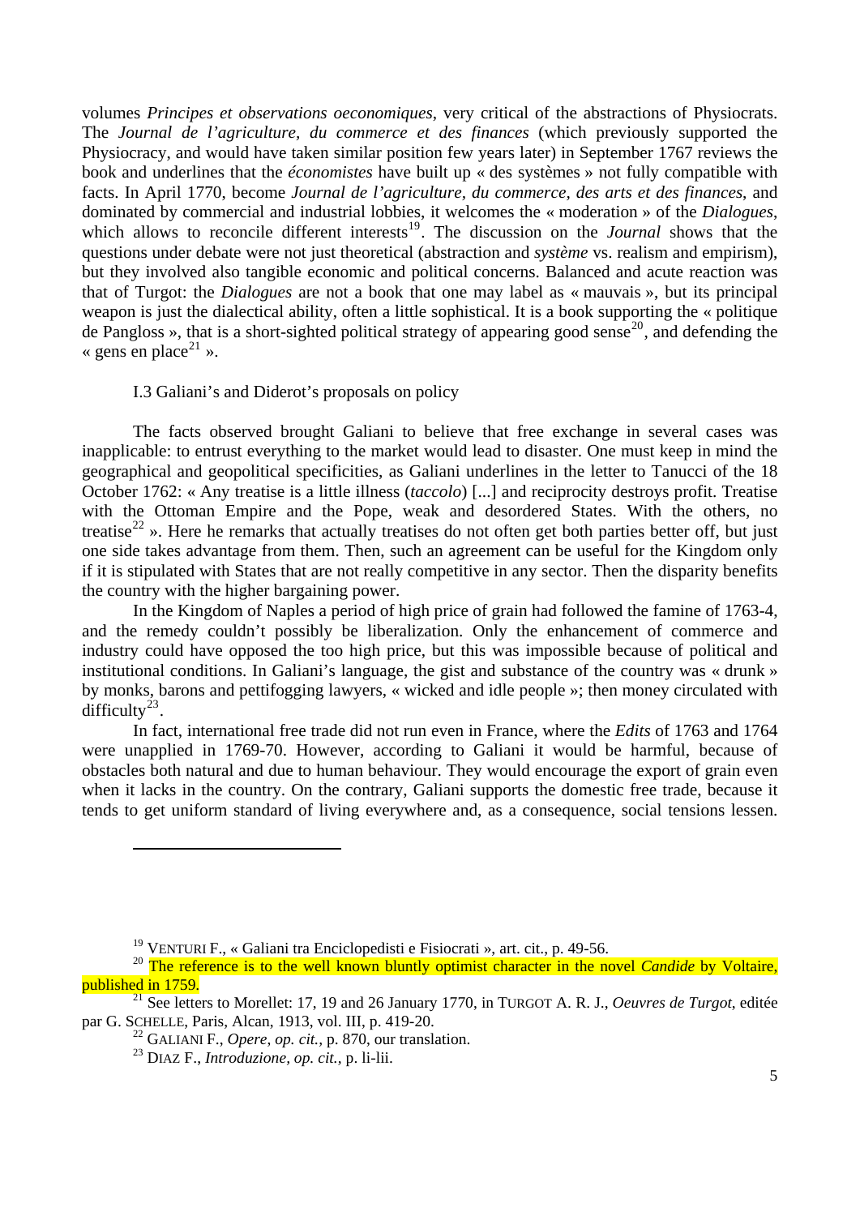volumes *Principes et observations oeconomiques*, very critical of the abstractions of Physiocrats. The *Journal de l'agriculture, du commerce et des finances* (which previously supported the Physiocracy, and would have taken similar position few years later) in September 1767 reviews the book and underlines that the *économistes* have built up « des systèmes » not fully compatible with facts. In April 1770, become *Journal de l'agriculture, du commerce, des arts et des finances*, and dominated by commercial and industrial lobbies, it welcomes the « moderation » of the *Dialogues*, which allows to reconcile different interests[19]. The discussion on the *Journal* shows that the questions under debate were not just theoretical (abstraction and *système* vs. realism and empirism), but they involved also tangible economic and political concerns. Balanced and acute reaction was that of Turgot: the *Dialogues* are not a book that one may label as « mauvais », but its principal weapon is just the dialectical ability, often a little sophistical. It is a book supporting the « politique de Pangloss », that is a short-sighted political strategy of appearing good sense[20], and defending the « gens en place[21] ».

### I.3 Galiani's and Diderot's proposals on policy

The facts observed brought Galiani to believe that free exchange in several cases was inapplicable: to entrust everything to the market would lead to disaster. One must keep in mind the geographical and geopolitical specificities, as Galiani underlines in the letter to Tanucci of the 18 October 1762: « Any treatise is a little illness (*taccolo*) [...] and reciprocity destroys profit. Treatise with the Ottoman Empire and the Pope, weak and desordered States. With the others, no treatise[22] ». Here he remarks that actually treatises do not often get both parties better off, but just one side takes advantage from them. Then, such an agreement can be useful for the Kingdom only if it is stipulated with States that are not really competitive in any sector. Then the disparity benefits the country with the higher bargaining power.

In the Kingdom of Naples a period of high price of grain had followed the famine of 1763-4, and the remedy couldn't possibly be liberalization. Only the enhancement of commerce and industry could have opposed the too high price, but this was impossible because of political and institutional conditions. In Galiani's language, the gist and substance of the country was « drunk » by monks, barons and pettifogging lawyers, « wicked and idle people »; then money circulated with difficulty[23].

In fact, international free trade did not run even in France, where the *Edits* of 1763 and 1764 were unapplied in 1769-70. However, according to Galiani it would be harmful, because of obstacles both natural and due to human behaviour. They would encourage the export of grain even when it lacks in the country. On the contrary, Galiani supports the domestic free trade, because it tends to get uniform standard of living everywhere and, as a consequence, social tensions lessen.

---

[19] VENTURI F., « Galiani tra Enciclopedisti e Fisiocrati », art. cit., p. 49-56.

[20] The reference is to the well known bluntly optimist character in the novel *Candide* by Voltaire, published in 1759.

[21] See letters to Morellet: 17, 19 and 26 January 1770, in TURGOT A. R. J., *Oeuvres de Turgot*, editée par G. SCHELLE, Paris, Alcan, 1913, vol. III, p. 419-20.

[22] GALIANI F., *Opere, op. cit.*, p. 870, our translation.

[23] DIAZ F., *Introduzione, op. cit.*, p. li-lii.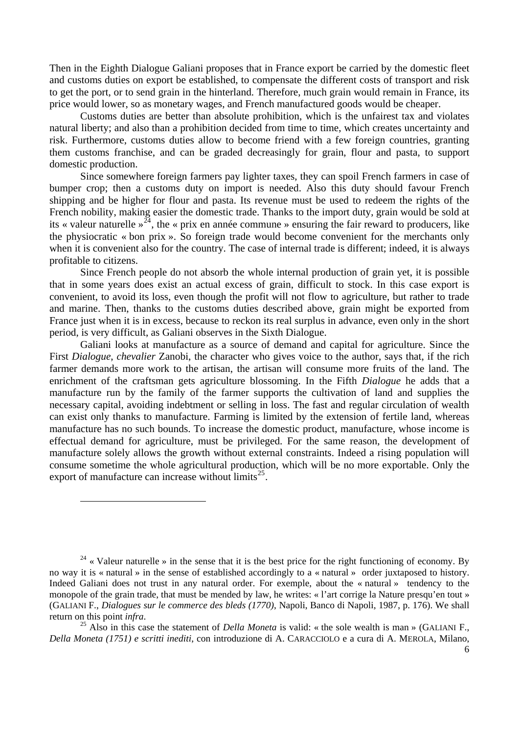Then in the Eighth Dialogue Galiani proposes that in France export be carried by the domestic fleet and customs duties on export be established, to compensate the different costs of transport and risk to get the port, or to send grain in the hinterland. Therefore, much grain would remain in France, its price would lower, so as monetary wages, and French manufactured goods would be cheaper.

Customs duties are better than absolute prohibition, which is the unfairest tax and violates natural liberty; and also than a prohibition decided from time to time, which creates uncertainty and risk. Furthermore, customs duties allow to become friend with a few foreign countries, granting them customs franchise, and can be graded decreasingly for grain, flour and pasta, to support domestic production.

Since somewhere foreign farmers pay lighter taxes, they can spoil French farmers in case of bumper crop; then a customs duty on import is needed. Also this duty should favour French shipping and be higher for flour and pasta. Its revenue must be used to redeem the rights of the French nobility, making easier the domestic trade. Thanks to the import duty, grain would be sold at its « valeur naturelle »[24], the « prix en année commune » ensuring the fair reward to producers, like the physiocratic « bon prix ». So foreign trade would become convenient for the merchants only when it is convenient also for the country. The case of internal trade is different; indeed, it is always profitable to citizens.

Since French people do not absorb the whole internal production of grain yet, it is possible that in some years does exist an actual excess of grain, difficult to stock. In this case export is convenient, to avoid its loss, even though the profit will not flow to agriculture, but rather to trade and marine. Then, thanks to the customs duties described above, grain might be exported from France just when it is in excess, because to reckon its real surplus in advance, even only in the short period, is very difficult, as Galiani observes in the Sixth Dialogue.

Galiani looks at manufacture as a source of demand and capital for agriculture. Since the First *Dialogue*, *chevalier* Zanobi, the character who gives voice to the author, says that, if the rich farmer demands more work to the artisan, the artisan will consume more fruits of the land. The enrichment of the craftsman gets agriculture blossoming. In the Fifth *Dialogue* he adds that a manufacture run by the family of the farmer supports the cultivation of land and supplies the necessary capital, avoiding indebtment or selling in loss. The fast and regular circulation of wealth can exist only thanks to manufacture. Farming is limited by the extension of fertile land, whereas manufacture has no such bounds. To increase the domestic product, manufacture, whose income is effectual demand for agriculture, must be privileged. For the same reason, the development of manufacture solely allows the growth without external constraints. Indeed a rising population will consume sometime the whole agricultural production, which will be no more exportable. Only the export of manufacture can increase without limits[25].

---

[24] « Valeur naturelle » in the sense that it is the best price for the right functioning of economy. By no way it is « natural » in the sense of established accordingly to a « natural » order juxtaposed to history. Indeed Galiani does not trust in any natural order. For exemple, about the « natural » tendency to the monopole of the grain trade, that must be mended by law, he writes: « l'art corrige la Nature presqu'en tout » (GALIANI F., *Dialogues sur le commerce des bleds (1770)*, Napoli, Banco di Napoli, 1987, p. 176). We shall return on this point *infra*.

[25] Also in this case the statement of *Della Moneta* is valid: « the sole wealth is man » (GALIANI F., *Della Moneta (1751) e scritti inediti*, con introduzione di A. CARACCIOLO e a cura di A. MEROLA, Milano,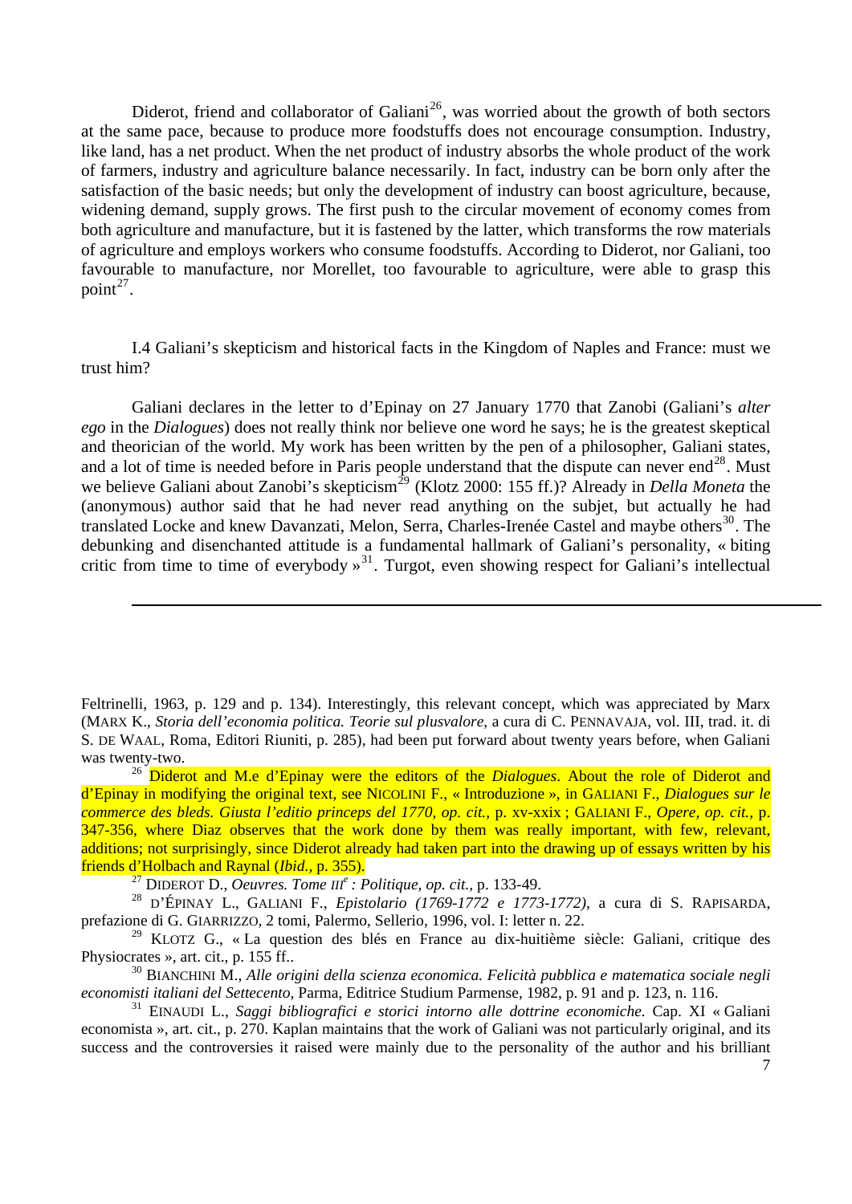Diderot, friend and collaborator of Galiani[26], was worried about the growth of both sectors at the same pace, because to produce more foodstuffs does not encourage consumption. Industry, like land, has a net product. When the net product of industry absorbs the whole product of the work of farmers, industry and agriculture balance necessarily. In fact, industry can be born only after the satisfaction of the basic needs; but only the development of industry can boost agriculture, because, widening demand, supply grows. The first push to the circular movement of economy comes from both agriculture and manufacture, but it is fastened by the latter, which transforms the row materials of agriculture and employs workers who consume foodstuffs. According to Diderot, nor Galiani, too favourable to manufacture, nor Morellet, too favourable to agriculture, were able to grasp this point[27].

## I.4 Galiani's skepticism and historical facts in the Kingdom of Naples and France: must we trust him?

Galiani declares in the letter to d'Epinay on 27 January 1770 that Zanobi (Galiani's *alter ego* in the *Dialogues*) does not really think nor believe one word he says; he is the greatest skeptical and theorician of the world. My work has been written by the pen of a philosopher, Galiani states, and a lot of time is needed before in Paris people understand that the dispute can never end[28]. Must we believe Galiani about Zanobi's skepticism[29] (Klotz 2000: 155 ff.)? Already in *Della Moneta* the (anonymous) author said that he had never read anything on the subjet, but actually he had translated Locke and knew Davanzati, Melon, Serra, Charles-Irenée Castel and maybe others[30]. The debunking and disenchanted attitude is a fundamental hallmark of Galiani's personality, « biting critic from time to time of everybody »[31]. Turgot, even showing respect for Galiani's intellectual

---

Feltrinelli, 1963, p. 129 and p. 134). Interestingly, this relevant concept, which was appreciated by Marx (MARX K., *Storia dell'economia politica. Teorie sul plusvalore*, a cura di C. PENNAVAJA, vol. III, trad. it. di S. DE WAAL, Roma, Editori Riuniti, p. 285), had been put forward about twenty years before, when Galiani was twenty-two.

[26] Diderot and M.e d'Epinay were the editors of the *Dialogues*. About the role of Diderot and d'Epinay in modifying the original text, see NICOLINI F., « Introduzione », in GALIANI F., *Dialogues sur le commerce des bleds. Giusta l'editio princeps del 1770, op. cit.*, p. xv-xxix ; GALIANI F., *Opere, op. cit.*, p. 347-356, where Diaz observes that the work done by them was really important, with few, relevant, additions; not surprisingly, since Diderot already had taken part into the drawing up of essays written by his friends d'Holbach and Raynal (*Ibid.*, p. 355).

[27] DIDEROT D., *Oeuvres. Tome III^e : Politique, op. cit.*, p. 133-49.

[28] D'ÉPINAY L., GALIANI F., *Epistolario (1769-1772 e 1773-1772)*, a cura di S. RAPISARDA, prefazione di G. GIARRIZZO, 2 tomi, Palermo, Sellerio, 1996, vol. I: letter n. 22.

[29] KLOTZ G., « La question des blés en France au dix-huitième siècle: Galiani, critique des Physiocrates », art. cit., p. 155 ff..

[30] BIANCHINI M., *Alle origini della scienza economica. Felicità pubblica e matematica sociale negli economisti italiani del Settecento*, Parma, Editrice Studium Parmense, 1982, p. 91 and p. 123, n. 116.

[31] EINAUDI L., *Saggi bibliografici e storici intorno alle dottrine economiche.* Cap. XI « Galiani economista », art. cit., p. 270. Kaplan maintains that the work of Galiani was not particularly original, and its success and the controversies it raised were mainly due to the personality of the author and his brilliant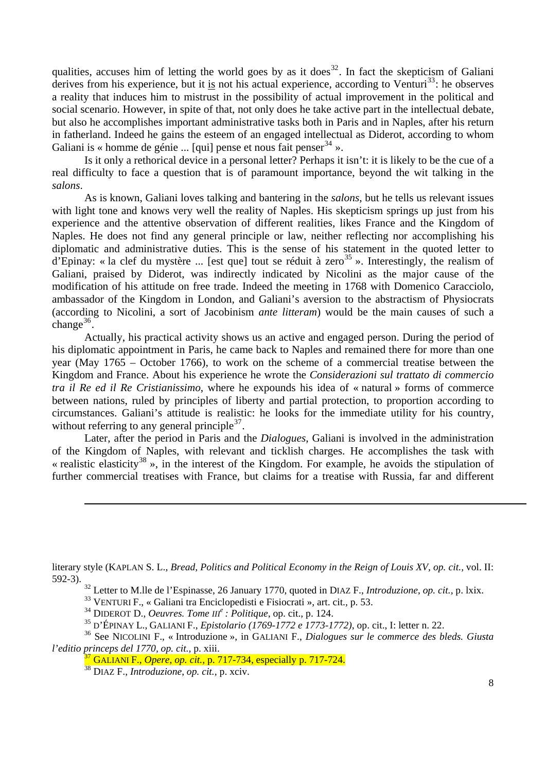qualities, accuses him of letting the world goes by as it does[32]. In fact the skepticism of Galiani derives from his experience, but it is not his actual experience, according to Venturi[33]: he observes a reality that induces him to mistrust in the possibility of actual improvement in the political and social scenario. However, in spite of that, not only does he take active part in the intellectual debate, but also he accomplishes important administrative tasks both in Paris and in Naples, after his return in fatherland. Indeed he gains the esteem of an engaged intellectual as Diderot, according to whom Galiani is « homme de génie ... [qui] pense et nous fait penser[34] ».

Is it only a rethorical device in a personal letter? Perhaps it isn't: it is likely to be the cue of a real difficulty to face a question that is of paramount importance, beyond the wit talking in the *salons*.

As is known, Galiani loves talking and bantering in the *salons*, but he tells us relevant issues with light tone and knows very well the reality of Naples. His skepticism springs up just from his experience and the attentive observation of different realities, likes France and the Kingdom of Naples. He does not find any general principle or law, neither reflecting nor accomplishing his diplomatic and administrative duties. This is the sense of his statement in the quoted letter to d'Epinay: « la clef du mystère ... [est que] tout se réduit à zero[35] ». Interestingly, the realism of Galiani, praised by Diderot, was indirectly indicated by Nicolini as the major cause of the modification of his attitude on free trade. Indeed the meeting in 1768 with Domenico Caracciolo, ambassador of the Kingdom in London, and Galiani's aversion to the abstractism of Physiocrats (according to Nicolini, a sort of Jacobinism *ante litteram*) would be the main causes of such a change[36].

Actually, his practical activity shows us an active and engaged person. During the period of his diplomatic appointment in Paris, he came back to Naples and remained there for more than one year (May 1765 – October 1766), to work on the scheme of a commercial treatise between the Kingdom and France. About his experience he wrote the *Considerazioni sul trattato di commercio tra il Re ed il Re Cristianissimo*, where he expounds his idea of « natural » forms of commerce between nations, ruled by principles of liberty and partial protection, to proportion according to circumstances. Galiani's attitude is realistic: he looks for the immediate utility for his country, without referring to any general principle[37].

Later, after the period in Paris and the *Dialogues*, Galiani is involved in the administration of the Kingdom of Naples, with relevant and ticklish charges. He accomplishes the task with « realistic elasticity[38] », in the interest of the Kingdom. For example, he avoids the stipulation of further commercial treatises with France, but claims for a treatise with Russia, far and different

---

literary style (KAPLAN S. L., *Bread, Politics and Political Economy in the Reign of Louis XV*, *op. cit.*, vol. II: 592-3).

[32] Letter to M.lle de l'Espinasse, 26 January 1770, quoted in DIAZ F., *Introduzione*, *op. cit.*, p. lxix.

[33] VENTURI F., « Galiani tra Enciclopedisti e Fisiocrati », art. cit., p. 53.

[34] DIDEROT D., *Oeuvres. Tome III^e : Politique*, op. cit., p. 124.

[35] D'ÉPINAY L., GALIANI F., *Epistolario (1769-1772 e 1773-1772)*, op. cit., I: letter n. 22.

[36] See NICOLINI F., « Introduzione », in GALIANI F., *Dialogues sur le commerce des bleds. Giusta l'editio princeps del 1770*, *op. cit.*, p. xiii.

[37] GALIANI F., *Opere*, *op. cit.*, p. 717-734, especially p. 717-724.

[38] DIAZ F., *Introduzione*, *op. cit.*, p. xciv.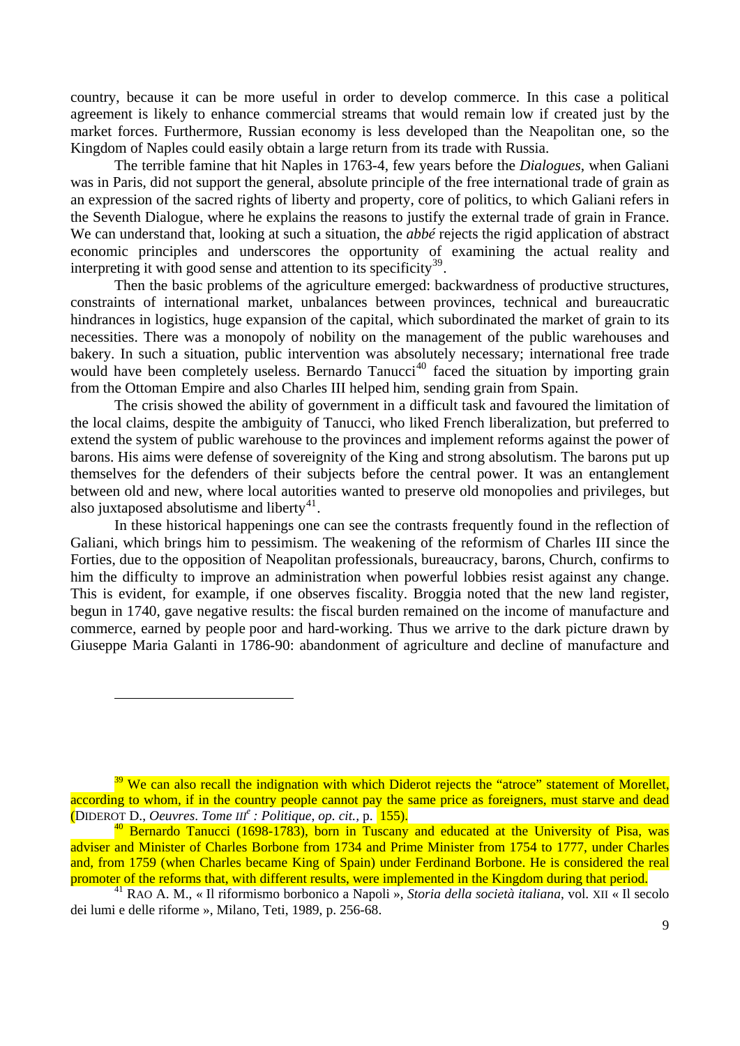country, because it can be more useful in order to develop commerce. In this case a political agreement is likely to enhance commercial streams that would remain low if created just by the market forces. Furthermore, Russian economy is less developed than the Neapolitan one, so the Kingdom of Naples could easily obtain a large return from its trade with Russia.

The terrible famine that hit Naples in 1763-4, few years before the *Dialogues*, when Galiani was in Paris, did not support the general, absolute principle of the free international trade of grain as an expression of the sacred rights of liberty and property, core of politics, to which Galiani refers in the Seventh Dialogue, where he explains the reasons to justify the external trade of grain in France. We can understand that, looking at such a situation, the *abbé* rejects the rigid application of abstract economic principles and underscores the opportunity of examining the actual reality and interpreting it with good sense and attention to its specificity[39].

Then the basic problems of the agriculture emerged: backwardness of productive structures, constraints of international market, unbalances between provinces, technical and bureaucratic hindrances in logistics, huge expansion of the capital, which subordinated the market of grain to its necessities. There was a monopoly of nobility on the management of the public warehouses and bakery. In such a situation, public intervention was absolutely necessary; international free trade would have been completely useless. Bernardo Tanucci[40] faced the situation by importing grain from the Ottoman Empire and also Charles III helped him, sending grain from Spain.

The crisis showed the ability of government in a difficult task and favoured the limitation of the local claims, despite the ambiguity of Tanucci, who liked French liberalization, but preferred to extend the system of public warehouse to the provinces and implement reforms against the power of barons. His aims were defense of sovereignity of the King and strong absolutism. The barons put up themselves for the defenders of their subjects before the central power. It was an entanglement between old and new, where local autorities wanted to preserve old monopolies and privileges, but also juxtaposed absolutisme and liberty[41].

In these historical happenings one can see the contrasts frequently found in the reflection of Galiani, which brings him to pessimism. The weakening of the reformism of Charles III since the Forties, due to the opposition of Neapolitan professionals, bureaucracy, barons, Church, confirms to him the difficulty to improve an administration when powerful lobbies resist against any change. This is evident, for example, if one observes fiscality. Broggia noted that the new land register, begun in 1740, gave negative results: the fiscal burden remained on the income of manufacture and commerce, earned by people poor and hard-working. Thus we arrive to the dark picture drawn by Giuseppe Maria Galanti in 1786-90: abandonment of agriculture and decline of manufacture and

---

[39] We can also recall the indignation with which Diderot rejects the "atroce" statement of Morellet, according to whom, if in the country people cannot pay the same price as foreigners, must starve and dead (DIDEROT D., *Oeuvres*. *Tome III$^{e}$ : Politique*, *op. cit.*, p. 155).

[40] Bernardo Tanucci (1698-1783), born in Tuscany and educated at the University of Pisa, was adviser and Minister of Charles Borbone from 1734 and Prime Minister from 1754 to 1777, under Charles and, from 1759 (when Charles became King of Spain) under Ferdinand Borbone. He is considered the real promoter of the reforms that, with different results, were implemented in the Kingdom during that period.

[41] RAO A. M., « Il riformismo borbonico a Napoli », *Storia della società italiana*, vol. XII « Il secolo dei lumi e delle riforme », Milano, Teti, 1989, p. 256-68.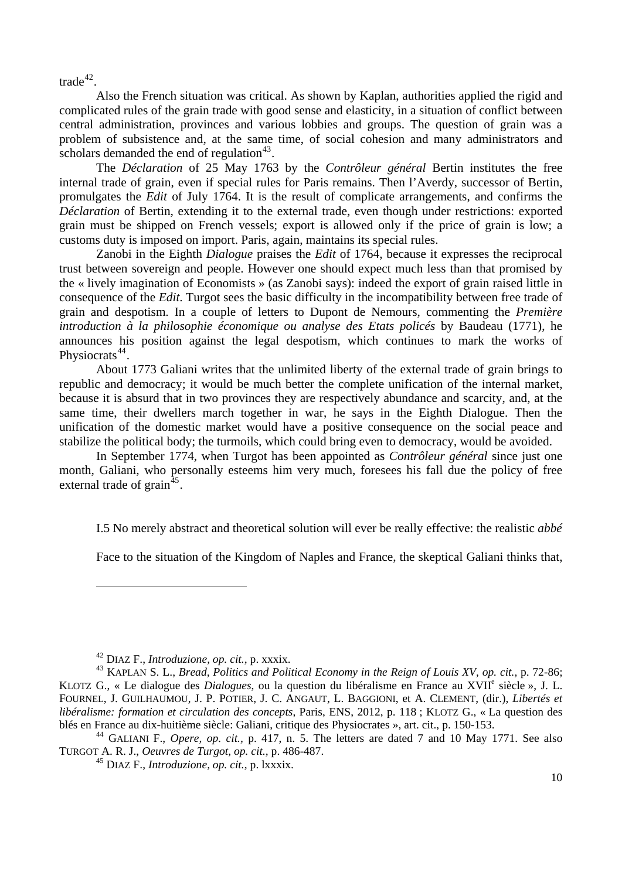trade[42].

Also the French situation was critical. As shown by Kaplan, authorities applied the rigid and complicated rules of the grain trade with good sense and elasticity, in a situation of conflict between central administration, provinces and various lobbies and groups. The question of grain was a problem of subsistence and, at the same time, of social cohesion and many administrators and scholars demanded the end of regulation[43].

The *Déclaration* of 25 May 1763 by the *Contrôleur général* Bertin institutes the free internal trade of grain, even if special rules for Paris remains. Then l'Averdy, successor of Bertin, promulgates the *Edit* of July 1764. It is the result of complicate arrangements, and confirms the *Déclaration* of Bertin, extending it to the external trade, even though under restrictions: exported grain must be shipped on French vessels; export is allowed only if the price of grain is low; a customs duty is imposed on import. Paris, again, maintains its special rules.

Zanobi in the Eighth *Dialogue* praises the *Edit* of 1764, because it expresses the reciprocal trust between sovereign and people. However one should expect much less than that promised by the « lively imagination of Economists » (as Zanobi says): indeed the export of grain raised little in consequence of the *Edit*. Turgot sees the basic difficulty in the incompatibility between free trade of grain and despotism. In a couple of letters to Dupont de Nemours, commenting the *Première introduction à la philosophie économique ou analyse des Etats policés* by Baudeau (1771), he announces his position against the legal despotism, which continues to mark the works of Physiocrats[44].

About 1773 Galiani writes that the unlimited liberty of the external trade of grain brings to republic and democracy; it would be much better the complete unification of the internal market, because it is absurd that in two provinces they are respectively abundance and scarcity, and, at the same time, their dwellers march together in war, he says in the Eighth Dialogue. Then the unification of the domestic market would have a positive consequence on the social peace and stabilize the political body; the turmoils, which could bring even to democracy, would be avoided.

In September 1774, when Turgot has been appointed as *Contrôleur général* since just one month, Galiani, who personally esteems him very much, foresees his fall due the policy of free external trade of grain[45].

### I.5 No merely abstract and theoretical solution will ever be really effective: the realistic *abbé*

Face to the situation of the Kingdom of Naples and France, the skeptical Galiani thinks that,

---

[42] DIAZ F., *Introduzione*, *op. cit.*, p. xxxix.

[43] KAPLAN S. L., *Bread, Politics and Political Economy in the Reign of Louis XV, op. cit.*, p. 72-86; KLOTZ G., « Le dialogue des *Dialogues*, ou la question du libéralisme en France au XVII^e siècle », J. L. FOURNEL, J. GUILHAUMOU, J. P. POTIER, J. C. ANGAUT, L. BAGGIONI, et A. CLEMENT, (dir.), *Libertés et libéralisme: formation et circulation des concepts*, Paris, ENS, 2012, p. 118 ; KLOTZ G., « La question des blés en France au dix-huitième siècle: Galiani, critique des Physiocrates », art. cit., p. 150-153.

[44] GALIANI F., *Opere*, *op. cit.*, p. 417, n. 5. The letters are dated 7 and 10 May 1771. See also TURGOT A. R. J., *Oeuvres de Turgot*, *op. cit.*, p. 486-487.

[45] DIAZ F., *Introduzione*, *op. cit.*, p. lxxxix.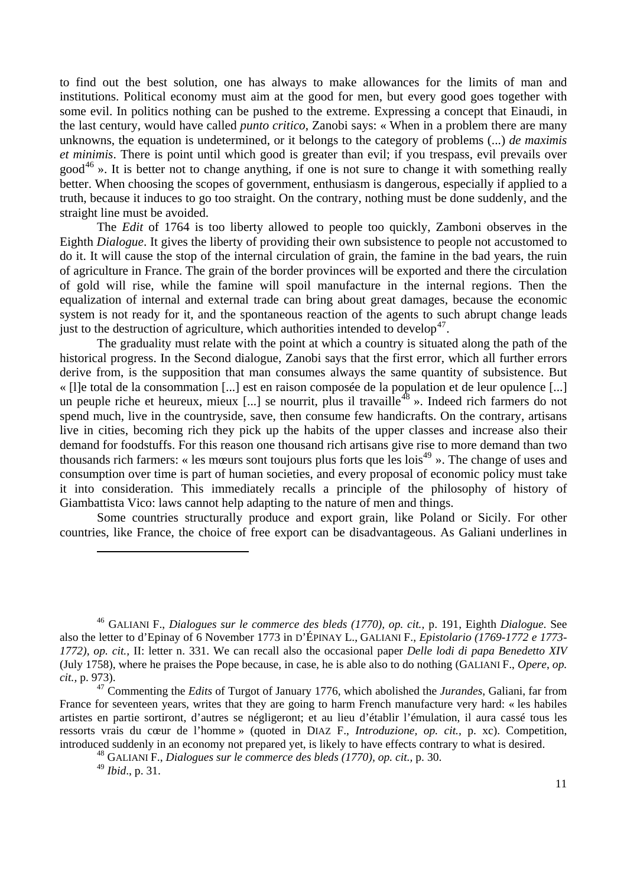to find out the best solution, one has always to make allowances for the limits of man and institutions. Political economy must aim at the good for men, but every good goes together with some evil. In politics nothing can be pushed to the extreme. Expressing a concept that Einaudi, in the last century, would have called *punto critico*, Zanobi says: « When in a problem there are many unknowns, the equation is undetermined, or it belongs to the category of problems (...) *de maximis et minimis*. There is point until which good is greater than evil; if you trespass, evil prevails over good[46] ». It is better not to change anything, if one is not sure to change it with something really better. When choosing the scopes of government, enthusiasm is dangerous, especially if applied to a truth, because it induces to go too straight. On the contrary, nothing must be done suddenly, and the straight line must be avoided.

The *Edit* of 1764 is too liberty allowed to people too quickly, Zamboni observes in the Eighth *Dialogue*. It gives the liberty of providing their own subsistence to people not accustomed to do it. It will cause the stop of the internal circulation of grain, the famine in the bad years, the ruin of agriculture in France. The grain of the border provinces will be exported and there the circulation of gold will rise, while the famine will spoil manufacture in the internal regions. Then the equalization of internal and external trade can bring about great damages, because the economic system is not ready for it, and the spontaneous reaction of the agents to such abrupt change leads just to the destruction of agriculture, which authorities intended to develop[47].

The graduality must relate with the point at which a country is situated along the path of the historical progress. In the Second dialogue, Zanobi says that the first error, which all further errors derive from, is the supposition that man consumes always the same quantity of subsistence. But « [l]e total de la consommation [...] est en raison composée de la population et de leur opulence [...] un peuple riche et heureux, mieux [...] se nourrit, plus il travaille[48] ». Indeed rich farmers do not spend much, live in the countryside, save, then consume few handicrafts. On the contrary, artisans live in cities, becoming rich they pick up the habits of the upper classes and increase also their demand for foodstuffs. For this reason one thousand rich artisans give rise to more demand than two thousands rich farmers: « les mœurs sont toujours plus forts que les lois[49] ». The change of uses and consumption over time is part of human societies, and every proposal of economic policy must take it into consideration. This immediately recalls a principle of the philosophy of history of Giambattista Vico: laws cannot help adapting to the nature of men and things.

Some countries structurally produce and export grain, like Poland or Sicily. For other countries, like France, the choice of free export can be disadvantageous. As Galiani underlines in

---

[46] GALIANI F., *Dialogues sur le commerce des bleds (1770), op. cit.*, p. 191, Eighth *Dialogue*. See also the letter to d'Epinay of 6 November 1773 in D'ÉPINAY L., GALIANI F., *Epistolario (1769-1772 e 1773-1772), op. cit.*, II: letter n. 331. We can recall also the occasional paper *Delle lodi di papa Benedetto XIV* (July 1758), where he praises the Pope because, in case, he is able also to do nothing (GALIANI F., *Opere*, *op. cit.*, p. 973).

[47] Commenting the *Edits* of Turgot of January 1776, which abolished the *Jurandes*, Galiani, far from France for seventeen years, writes that they are going to harm French manufacture very hard: « les habiles artistes en partie sortiront, d'autres se négligeront; et au lieu d'établir l'émulation, il aura cassé tous les ressorts vrais du cœur de l'homme » (quoted in DIAZ F., *Introduzione*, *op. cit.*, p. xc). Competition, introduced suddenly in an economy not prepared yet, is likely to have effects contrary to what is desired.

[48] GALIANI F., *Dialogues sur le commerce des bleds (1770), op. cit.*, p. 30.

[49] *Ibid*., p. 31.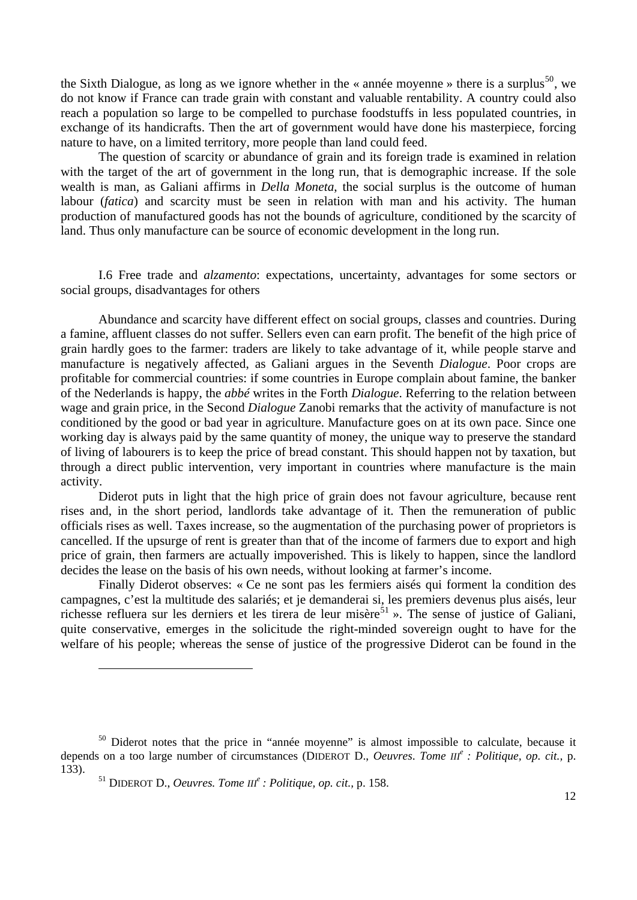the Sixth Dialogue, as long as we ignore whether in the « année moyenne » there is a surplus[50], we do not know if France can trade grain with constant and valuable rentability. A country could also reach a population so large to be compelled to purchase foodstuffs in less populated countries, in exchange of its handicrafts. Then the art of government would have done his masterpiece, forcing nature to have, on a limited territory, more people than land could feed.

The question of scarcity or abundance of grain and its foreign trade is examined in relation with the target of the art of government in the long run, that is demographic increase. If the sole wealth is man, as Galiani affirms in *Della Moneta*, the social surplus is the outcome of human labour (*fatica*) and scarcity must be seen in relation with man and his activity. The human production of manufactured goods has not the bounds of agriculture, conditioned by the scarcity of land. Thus only manufacture can be source of economic development in the long run.

### I.6 Free trade and *alzamento*: expectations, uncertainty, advantages for some sectors or social groups, disadvantages for others

Abundance and scarcity have different effect on social groups, classes and countries. During a famine, affluent classes do not suffer. Sellers even can earn profit. The benefit of the high price of grain hardly goes to the farmer: traders are likely to take advantage of it, while people starve and manufacture is negatively affected, as Galiani argues in the Seventh *Dialogue*. Poor crops are profitable for commercial countries: if some countries in Europe complain about famine, the banker of the Nederlands is happy, the *abbé* writes in the Forth *Dialogue*. Referring to the relation between wage and grain price, in the Second *Dialogue* Zanobi remarks that the activity of manufacture is not conditioned by the good or bad year in agriculture. Manufacture goes on at its own pace. Since one working day is always paid by the same quantity of money, the unique way to preserve the standard of living of labourers is to keep the price of bread constant. This should happen not by taxation, but through a direct public intervention, very important in countries where manufacture is the main activity.

Diderot puts in light that the high price of grain does not favour agriculture, because rent rises and, in the short period, landlords take advantage of it. Then the remuneration of public officials rises as well. Taxes increase, so the augmentation of the purchasing power of proprietors is cancelled. If the upsurge of rent is greater than that of the income of farmers due to export and high price of grain, then farmers are actually impoverished. This is likely to happen, since the landlord decides the lease on the basis of his own needs, without looking at farmer's income.

Finally Diderot observes: « Ce ne sont pas les fermiers aisés qui forment la condition des campagnes, c'est la multitude des salariés; et je demanderai si, les premiers devenus plus aisés, leur richesse refluera sur les derniers et les tirera de leur misère[51] ». The sense of justice of Galiani, quite conservative, emerges in the solicitude the right-minded sovereign ought to have for the welfare of his people; whereas the sense of justice of the progressive Diderot can be found in the

---

[50] Diderot notes that the price in "année moyenne" is almost impossible to calculate, because it depends on a too large number of circumstances (DIDEROT D., *Oeuvres. Tome III^e^ : Politique*, *op. cit.*, p. 133).

[51] DIDEROT D., *Oeuvres. Tome III^e^ : Politique*, *op. cit.*, p. 158.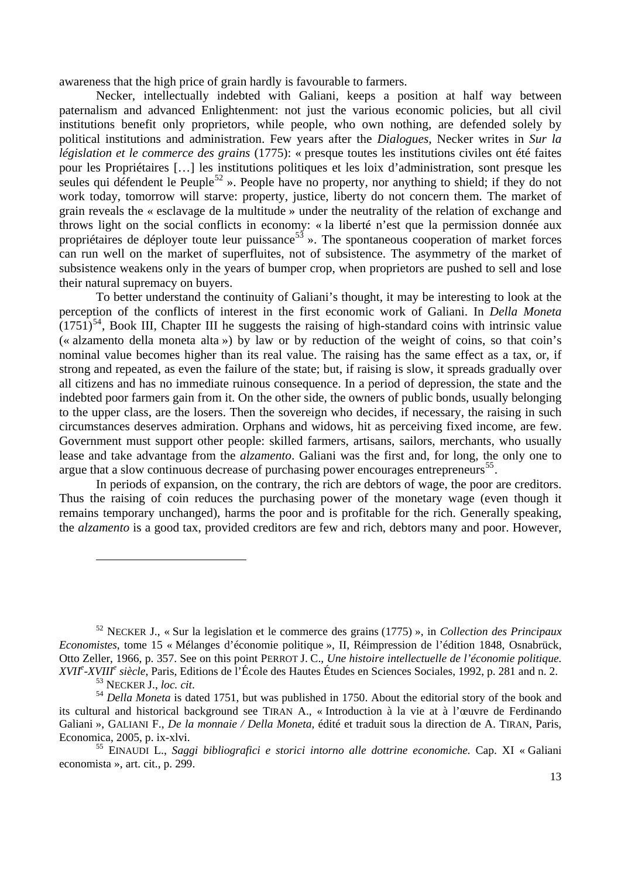awareness that the high price of grain hardly is favourable to farmers.

Necker, intellectually indebted with Galiani, keeps a position at half way between paternalism and advanced Enlightenment: not just the various economic policies, but all civil institutions benefit only proprietors, while people, who own nothing, are defended solely by political institutions and administration. Few years after the *Dialogues*, Necker writes in *Sur la législation et le commerce des grains* (1775): « presque toutes les institutions civiles ont été faites pour les Propriétaires […] les institutions politiques et les loix d'administration, sont presque les seules qui défendent le Peuple[52] ». People have no property, nor anything to shield; if they do not work today, tomorrow will starve: property, justice, liberty do not concern them. The market of grain reveals the « esclavage de la multitude » under the neutrality of the relation of exchange and throws light on the social conflicts in economy: « la liberté n'est que la permission donnée aux propriétaires de déployer toute leur puissance[53] ». The spontaneous cooperation of market forces can run well on the market of superfluites, not of subsistence. The asymmetry of the market of subsistence weakens only in the years of bumper crop, when proprietors are pushed to sell and lose their natural supremacy on buyers.

To better understand the continuity of Galiani's thought, it may be interesting to look at the perception of the conflicts of interest in the first economic work of Galiani. In *Della Moneta* (1751)[54], Book III, Chapter III he suggests the raising of high-standard coins with intrinsic value (« alzamento della moneta alta ») by law or by reduction of the weight of coins, so that coin's nominal value becomes higher than its real value. The raising has the same effect as a tax, or, if strong and repeated, as even the failure of the state; but, if raising is slow, it spreads gradually over all citizens and has no immediate ruinous consequence. In a period of depression, the state and the indebted poor farmers gain from it. On the other side, the owners of public bonds, usually belonging to the upper class, are the losers. Then the sovereign who decides, if necessary, the raising in such circumstances deserves admiration. Orphans and widows, hit as perceiving fixed income, are few. Government must support other people: skilled farmers, artisans, sailors, merchants, who usually lease and take advantage from the *alzamento*. Galiani was the first and, for long, the only one to argue that a slow continuous decrease of purchasing power encourages entrepreneurs[55].

In periods of expansion, on the contrary, the rich are debtors of wage, the poor are creditors. Thus the raising of coin reduces the purchasing power of the monetary wage (even though it remains temporary unchanged), harms the poor and is profitable for the rich. Generally speaking, the *alzamento* is a good tax, provided creditors are few and rich, debtors many and poor. However,

---

[52] NECKER J., « Sur la legislation et le commerce des grains (1775) », in *Collection des Principaux Economistes*, tome 15 « Mélanges d'économie politique », II, Réimpression de l'édition 1848, Osnabrück, Otto Zeller, 1966, p. 357. See on this point PERROT J. C., *Une histoire intellectuelle de l'économie politique. XVII^e-XVIII^e siècle*, Paris, Editions de l'École des Hautes Études en Sciences Sociales, 1992, p. 281 and n. 2.

[53] NECKER J., *loc. cit*.

[54] *Della Moneta* is dated 1751, but was published in 1750. About the editorial story of the book and its cultural and historical background see TIRAN A., « Introduction à la vie at à l'œuvre de Ferdinando Galiani », GALIANI F., *De la monnaie / Della Moneta*, édité et traduit sous la direction de A. TIRAN, Paris, Economica, 2005, p. ix-xlvi.

[55] EINAUDI L., *Saggi bibliografici e storici intorno alle dottrine economiche.* Cap. XI « Galiani economista », art. cit., p. 299.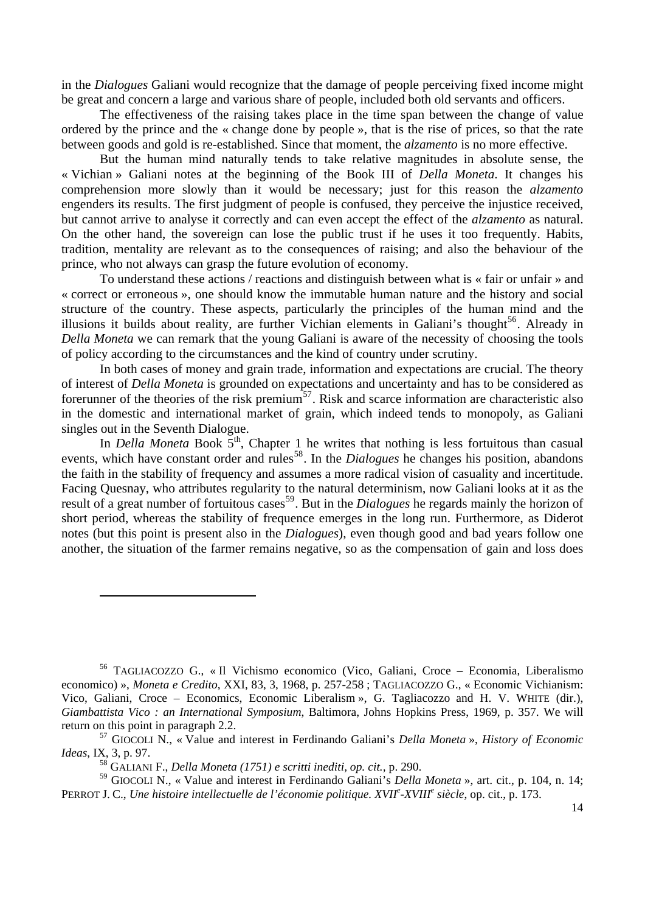in the *Dialogues* Galiani would recognize that the damage of people perceiving fixed income might be great and concern a large and various share of people, included both old servants and officers.

The effectiveness of the raising takes place in the time span between the change of value ordered by the prince and the « change done by people », that is the rise of prices, so that the rate between goods and gold is re-established. Since that moment, the *alzamento* is no more effective.

But the human mind naturally tends to take relative magnitudes in absolute sense, the « Vichian » Galiani notes at the beginning of the Book III of *Della Moneta*. It changes his comprehension more slowly than it would be necessary; just for this reason the *alzamento* engenders its results. The first judgment of people is confused, they perceive the injustice received, but cannot arrive to analyse it correctly and can even accept the effect of the *alzamento* as natural. On the other hand, the sovereign can lose the public trust if he uses it too frequently. Habits, tradition, mentality are relevant as to the consequences of raising; and also the behaviour of the prince, who not always can grasp the future evolution of economy.

To understand these actions / reactions and distinguish between what is « fair or unfair » and « correct or erroneous », one should know the immutable human nature and the history and social structure of the country. These aspects, particularly the principles of the human mind and the illusions it builds about reality, are further Vichian elements in Galiani's thought[56]. Already in *Della Moneta* we can remark that the young Galiani is aware of the necessity of choosing the tools of policy according to the circumstances and the kind of country under scrutiny.

In both cases of money and grain trade, information and expectations are crucial. The theory of interest of *Della Moneta* is grounded on expectations and uncertainty and has to be considered as forerunner of the theories of the risk premium[57]. Risk and scarce information are characteristic also in the domestic and international market of grain, which indeed tends to monopoly, as Galiani singles out in the Seventh Dialogue.

In *Della Moneta* Book 5th, Chapter 1 he writes that nothing is less fortuitous than casual events, which have constant order and rules[58]. In the *Dialogues* he changes his position, abandons the faith in the stability of frequency and assumes a more radical vision of casuality and incertitude. Facing Quesnay, who attributes regularity to the natural determinism, now Galiani looks at it as the result of a great number of fortuitous cases[59]. But in the *Dialogues* he regards mainly the horizon of short period, whereas the stability of frequence emerges in the long run. Furthermore, as Diderot notes (but this point is present also in the *Dialogues*), even though good and bad years follow one another, the situation of the farmer remains negative, so as the compensation of gain and loss does

---

[56] TAGLIACOZZO G., « Il Vichismo economico (Vico, Galiani, Croce – Economia, Liberalismo economico) », *Moneta e Credito*, XXI, 83, 3, 1968, p. 257-258 ; TAGLIACOZZO G., « Economic Vichianism: Vico, Galiani, Croce – Economics, Economic Liberalism », G. Tagliacozzo and H. V. WHITE (dir.), *Giambattista Vico : an International Symposium*, Baltimora, Johns Hopkins Press, 1969, p. 357. We will return on this point in paragraph 2.2.

[57] GIOCOLI N., « Value and interest in Ferdinando Galiani's *Della Moneta* », *History of Economic Ideas*, IX, 3, p. 97.

[58] GALIANI F., *Della Moneta (1751) e scritti inediti*, *op. cit.*, p. 290.

[59] GIOCOLI N., « Value and interest in Ferdinando Galiani's *Della Moneta* », art. cit., p. 104, n. 14; PERROT J. C., *Une histoire intellectuelle de l'économie politique. XVII*e*-XVIII*e *siècle*, op. cit., p. 173.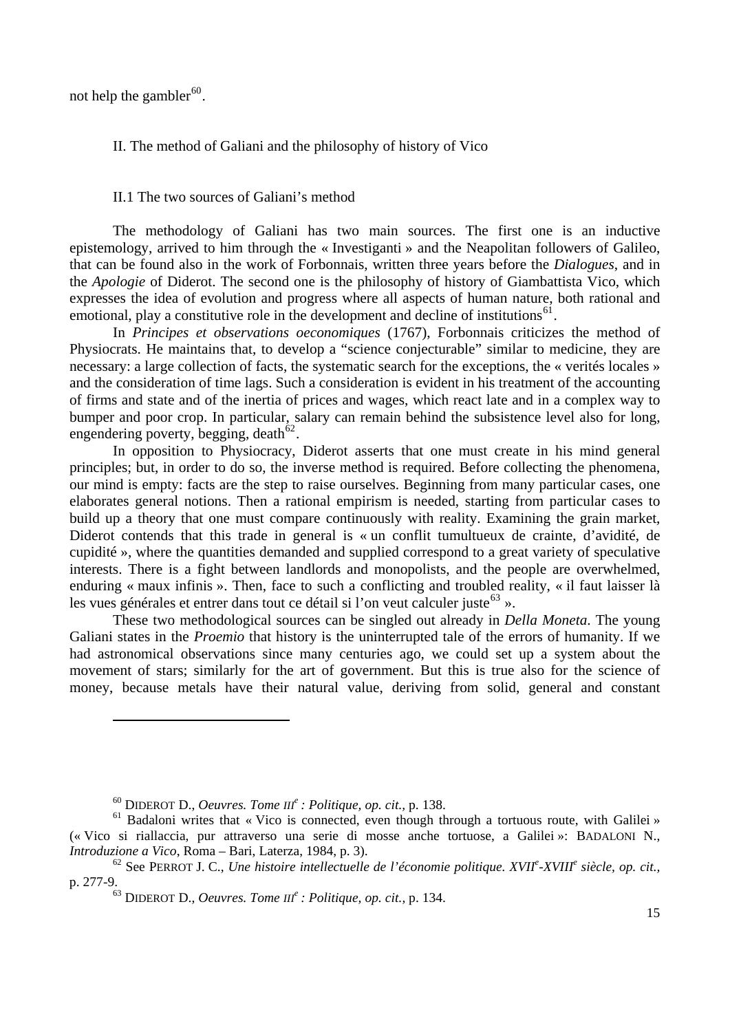not help the gambler[60].

## II. The method of Galiani and the philosophy of history of Vico

### II.1 The two sources of Galiani's method

The methodology of Galiani has two main sources. The first one is an inductive epistemology, arrived to him through the « Investiganti » and the Neapolitan followers of Galileo, that can be found also in the work of Forbonnais, written three years before the *Dialogues*, and in the *Apologie* of Diderot. The second one is the philosophy of history of Giambattista Vico, which expresses the idea of evolution and progress where all aspects of human nature, both rational and emotional, play a constitutive role in the development and decline of institutions[61].

In *Principes et observations oeconomiques* (1767), Forbonnais criticizes the method of Physiocrats. He maintains that, to develop a "science conjecturable" similar to medicine, they are necessary: a large collection of facts, the systematic search for the exceptions, the « verités locales » and the consideration of time lags. Such a consideration is evident in his treatment of the accounting of firms and state and of the inertia of prices and wages, which react late and in a complex way to bumper and poor crop. In particular, salary can remain behind the subsistence level also for long, engendering poverty, begging, death[62].

In opposition to Physiocracy, Diderot asserts that one must create in his mind general principles; but, in order to do so, the inverse method is required. Before collecting the phenomena, our mind is empty: facts are the step to raise ourselves. Beginning from many particular cases, one elaborates general notions. Then a rational empirism is needed, starting from particular cases to build up a theory that one must compare continuously with reality. Examining the grain market, Diderot contends that this trade in general is « un conflit tumultueux de crainte, d'avidité, de cupidité », where the quantities demanded and supplied correspond to a great variety of speculative interests. There is a fight between landlords and monopolists, and the people are overwhelmed, enduring « maux infinis ». Then, face to such a conflicting and troubled reality, « il faut laisser là les vues générales et entrer dans tout ce détail si l'on veut calculer juste[63] ».

These two methodological sources can be singled out already in *Della Moneta*. The young Galiani states in the *Proemio* that history is the uninterrupted tale of the errors of humanity. If we had astronomical observations since many centuries ago, we could set up a system about the movement of stars; similarly for the art of government. But this is true also for the science of money, because metals have their natural value, deriving from solid, general and constant

---

[60] DIDEROT D., *Oeuvres. Tome III^e : Politique, op. cit.*, p. 138.

[61] Badaloni writes that « Vico is connected, even though through a tortuous route, with Galilei » (« Vico si riallaccia, pur attraverso una serie di mosse anche tortuose, a Galilei »: BADALONI N., *Introduzione a Vico*, Roma – Bari, Laterza, 1984, p. 3).

[62] See PERROT J. C., *Une histoire intellectuelle de l'économie politique. XVII^e-XVIII^e siècle, op. cit.*, p. 277-9.

[63] DIDEROT D., *Oeuvres. Tome III^e : Politique, op. cit.*, p. 134.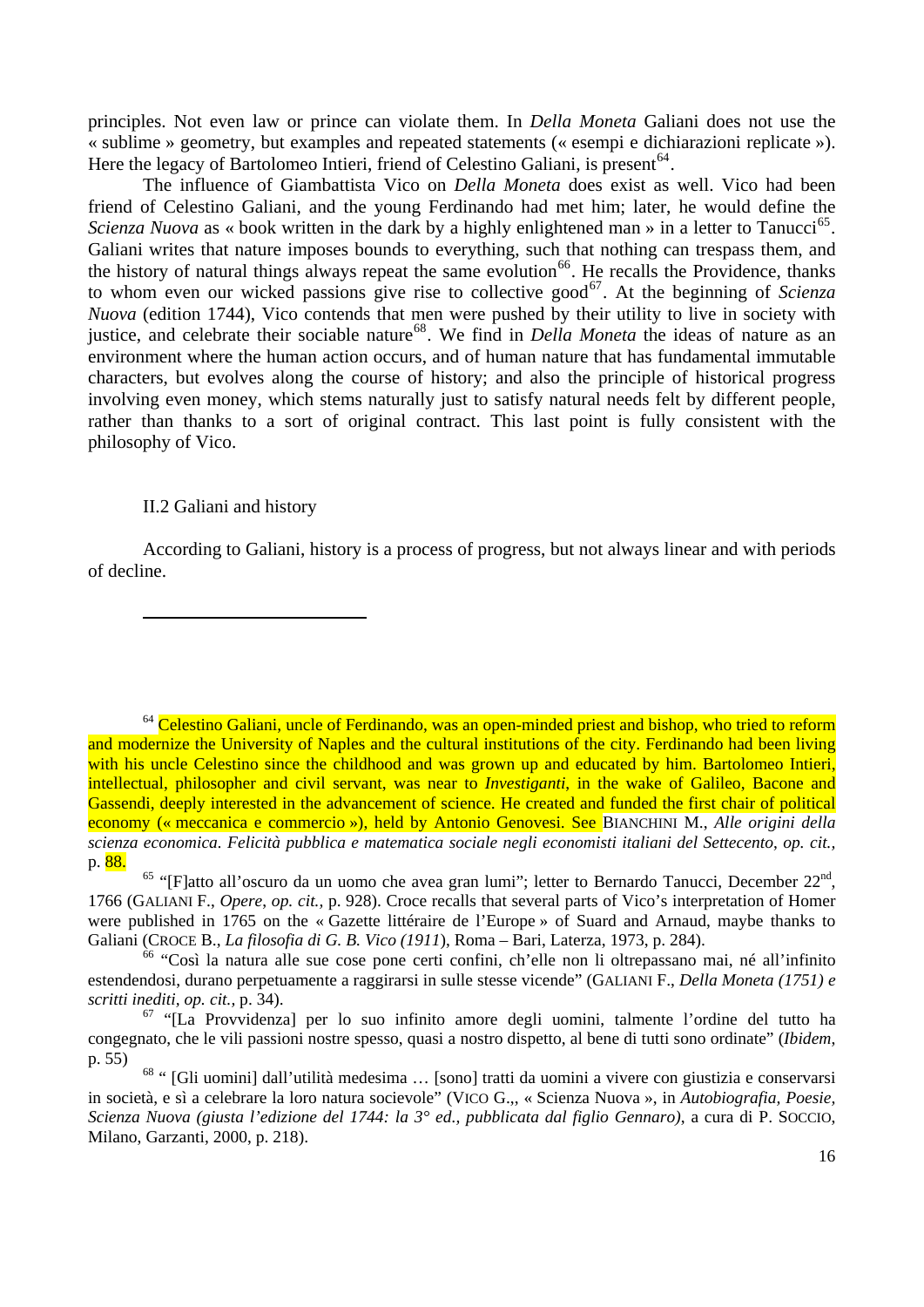principles. Not even law or prince can violate them. In *Della Moneta* Galiani does not use the « sublime » geometry, but examples and repeated statements (« esempi e dichiarazioni replicate »). Here the legacy of Bartolomeo Intieri, friend of Celestino Galiani, is present[64].

The influence of Giambattista Vico on *Della Moneta* does exist as well. Vico had been friend of Celestino Galiani, and the young Ferdinando had met him; later, he would define the *Scienza Nuova* as « book written in the dark by a highly enlightened man » in a letter to Tanucci[65]. Galiani writes that nature imposes bounds to everything, such that nothing can trespass them, and the history of natural things always repeat the same evolution[66]. He recalls the Providence, thanks to whom even our wicked passions give rise to collective good[67]. At the beginning of *Scienza Nuova* (edition 1744), Vico contends that men were pushed by their utility to live in society with justice, and celebrate their sociable nature[68]. We find in *Della Moneta* the ideas of nature as an environment where the human action occurs, and of human nature that has fundamental immutable characters, but evolves along the course of history; and also the principle of historical progress involving even money, which stems naturally just to satisfy natural needs felt by different people, rather than thanks to a sort of original contract. This last point is fully consistent with the philosophy of Vico.

## II.2 Galiani and history

According to Galiani, history is a process of progress, but not always linear and with periods of decline.

---

[64] Celestino Galiani, uncle of Ferdinando, was an open-minded priest and bishop, who tried to reform and modernize the University of Naples and the cultural institutions of the city. Ferdinando had been living with his uncle Celestino since the childhood and was grown up and educated by him. Bartolomeo Intieri, intellectual, philosopher and civil servant, was near to *Investiganti*, in the wake of Galileo, Bacone and Gassendi, deeply interested in the advancement of science. He created and funded the first chair of political economy (« meccanica e commercio »), held by Antonio Genovesi. See BIANCHINI M., *Alle origini della scienza economica. Felicità pubblica e matematica sociale negli economisti italiani del Settecento*, *op. cit.*, p. 88.

[65] "[F]atto all'oscuro da un uomo che avea gran lumi"; letter to Bernardo Tanucci, December 22nd, 1766 (GALIANI F., *Opere*, *op. cit.,* p. 928). Croce recalls that several parts of Vico's interpretation of Homer were published in 1765 on the « Gazette littéraire de l'Europe » of Suard and Arnaud, maybe thanks to Galiani (CROCE B., *La filosofia di G. B. Vico (1911*), Roma – Bari, Laterza, 1973, p. 284).

[66] "Così la natura alle sue cose pone certi confini, ch'elle non li oltrepassano mai, né all'infinito estendendosi, durano perpetuamente a raggirarsi in sulle stesse vicende" (GALIANI F., *Della Moneta (1751) e scritti inediti*, *op. cit.,* p. 34).

[67] "[La Provvidenza] per lo suo infinito amore degli uomini, talmente l'ordine del tutto ha congegnato, che le vili passioni nostre spesso, quasi a nostro dispetto, al bene di tutti sono ordinate" (*Ibidem*, p. 55)

[68] " [Gli uomini] dall'utilità medesima … [sono] tratti da uomini a vivere con giustizia e conservarsi in società, e sì a celebrare la loro natura socievole" (VICO G.,, « Scienza Nuova », in *Autobiografia, Poesie, Scienza Nuova (giusta l'edizione del 1744: la 3° ed., pubblicata dal figlio Gennaro)*, a cura di P. SOCCIO, Milano, Garzanti, 2000, p. 218).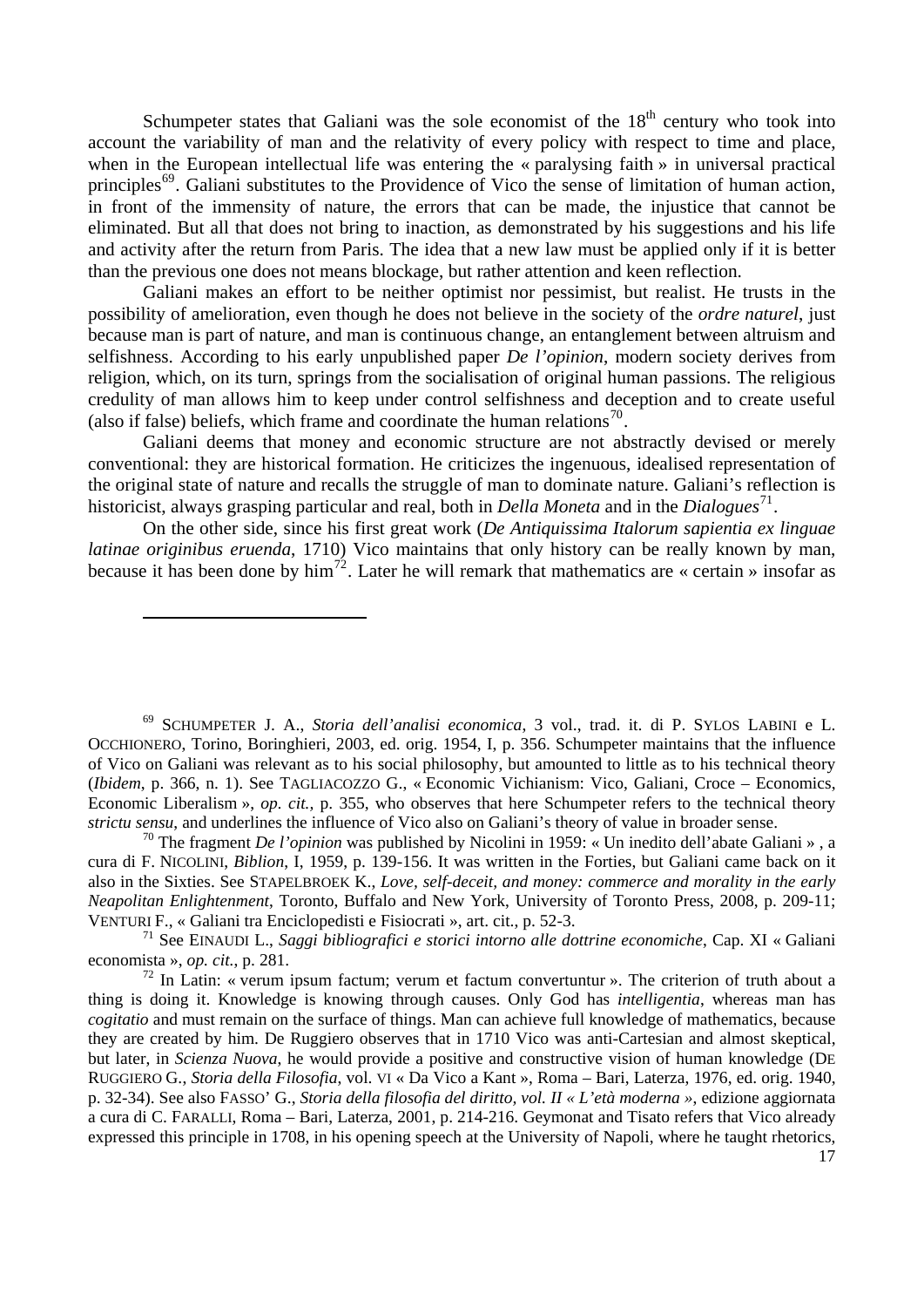Schumpeter states that Galiani was the sole economist of the 18th century who took into account the variability of man and the relativity of every policy with respect to time and place, when in the European intellectual life was entering the « paralysing faith » in universal practical principles[69]. Galiani substitutes to the Providence of Vico the sense of limitation of human action, in front of the immensity of nature, the errors that can be made, the injustice that cannot be eliminated. But all that does not bring to inaction, as demonstrated by his suggestions and his life and activity after the return from Paris. The idea that a new law must be applied only if it is better than the previous one does not means blockage, but rather attention and keen reflection.

Galiani makes an effort to be neither optimist nor pessimist, but realist. He trusts in the possibility of amelioration, even though he does not believe in the society of the *ordre naturel*, just because man is part of nature, and man is continuous change, an entanglement between altruism and selfishness. According to his early unpublished paper *De l'opinion*, modern society derives from religion, which, on its turn, springs from the socialisation of original human passions. The religious credulity of man allows him to keep under control selfishness and deception and to create useful (also if false) beliefs, which frame and coordinate the human relations[70].

Galiani deems that money and economic structure are not abstractly devised or merely conventional: they are historical formation. He criticizes the ingenuous, idealised representation of the original state of nature and recalls the struggle of man to dominate nature. Galiani's reflection is historicist, always grasping particular and real, both in *Della Moneta* and in the *Dialogues*[71].

On the other side, since his first great work (*De Antiquissima Italorum sapientia ex linguae latinae originibus eruenda*, 1710) Vico maintains that only history can be really known by man, because it has been done by him[72]. Later he will remark that mathematics are « certain » insofar as

---

[69] SCHUMPETER J. A., *Storia dell'analisi economica*, 3 vol., trad. it. di P. SYLOS LABINI e L. OCCHIONERO, Torino, Boringhieri, 2003, ed. orig. 1954, I, p. 356. Schumpeter maintains that the influence of Vico on Galiani was relevant as to his social philosophy, but amounted to little as to his technical theory (*Ibidem*, p. 366, n. 1). See TAGLIACOZZO G., « Economic Vichianism: Vico, Galiani, Croce – Economics, Economic Liberalism », *op. cit.,* p. 355, who observes that here Schumpeter refers to the technical theory *strictu sensu*, and underlines the influence of Vico also on Galiani's theory of value in broader sense.

[70] The fragment *De l'opinion* was published by Nicolini in 1959: « Un inedito dell'abate Galiani » , a cura di F. NICOLINI, *Biblion*, I, 1959, p. 139-156. It was written in the Forties, but Galiani came back on it also in the Sixties. See STAPELBROEK K., *Love, self-deceit, and money: commerce and morality in the early Neapolitan Enlightenment*, Toronto, Buffalo and New York, University of Toronto Press, 2008, p. 209-11; VENTURI F., « Galiani tra Enciclopedisti e Fisiocrati », art. cit., p. 52-3.

[71] See EINAUDI L., *Saggi bibliografici e storici intorno alle dottrine economiche*, Cap. XI « Galiani economista », *op. cit.*, p. 281.

[72] In Latin: « verum ipsum factum; verum et factum convertuntur ». The criterion of truth about a thing is doing it. Knowledge is knowing through causes. Only God has *intelligentia*, whereas man has *cogitatio* and must remain on the surface of things. Man can achieve full knowledge of mathematics, because they are created by him. De Ruggiero observes that in 1710 Vico was anti-Cartesian and almost skeptical, but later, in *Scienza Nuova*, he would provide a positive and constructive vision of human knowledge (DE RUGGIERO G., *Storia della Filosofia*, vol. VI « Da Vico a Kant », Roma – Bari, Laterza, 1976, ed. orig. 1940, p. 32-34). See also FASSO' G., *Storia della filosofia del diritto, vol. II « L'età moderna »*, edizione aggiornata a cura di C. FARALLI, Roma – Bari, Laterza, 2001, p. 214-216. Geymonat and Tisato refers that Vico already expressed this principle in 1708, in his opening speech at the University of Napoli, where he taught rhetorics,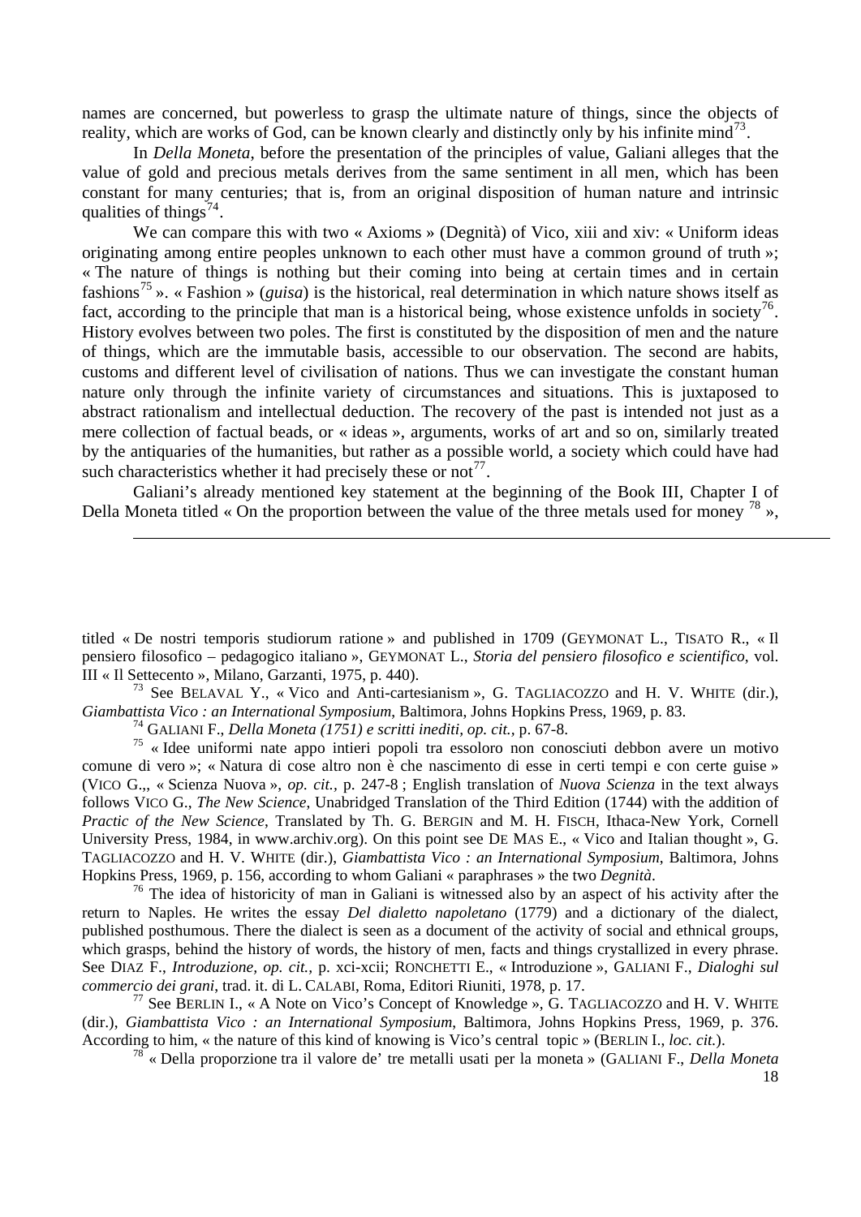names are concerned, but powerless to grasp the ultimate nature of things, since the objects of reality, which are works of God, can be known clearly and distinctly only by his infinite mind[73].

In *Della Moneta*, before the presentation of the principles of value, Galiani alleges that the value of gold and precious metals derives from the same sentiment in all men, which has been constant for many centuries; that is, from an original disposition of human nature and intrinsic qualities of things[74].

We can compare this with two « Axioms » (Degnità) of Vico, xiii and xiv: « Uniform ideas originating among entire peoples unknown to each other must have a common ground of truth »; « The nature of things is nothing but their coming into being at certain times and in certain fashions[75] ». « Fashion » (*guisa*) is the historical, real determination in which nature shows itself as fact, according to the principle that man is a historical being, whose existence unfolds in society[76]. History evolves between two poles. The first is constituted by the disposition of men and the nature of things, which are the immutable basis, accessible to our observation. The second are habits, customs and different level of civilisation of nations. Thus we can investigate the constant human nature only through the infinite variety of circumstances and situations. This is juxtaposed to abstract rationalism and intellectual deduction. The recovery of the past is intended not just as a mere collection of factual beads, or « ideas », arguments, works of art and so on, similarly treated by the antiquaries of the humanities, but rather as a possible world, a society which could have had such characteristics whether it had precisely these or not[77].

Galiani's already mentioned key statement at the beginning of the Book III, Chapter I of Della Moneta titled « On the proportion between the value of the three metals used for money [78] »,

---

titled « De nostri temporis studiorum ratione » and published in 1709 (GEYMONAT L., TISATO R., « Il pensiero filosofico – pedagogico italiano », GEYMONAT L., *Storia del pensiero filosofico e scientifico*, vol. III « Il Settecento », Milano, Garzanti, 1975, p. 440).

[73] See BELAVAL Y., « Vico and Anti-cartesianism », G. TAGLIACOZZO and H. V. WHITE (dir.), *Giambattista Vico : an International Symposium*, Baltimora, Johns Hopkins Press, 1969, p. 83.

[74] GALIANI F., *Della Moneta (1751) e scritti inediti*, *op. cit.*, p. 67-8.

[75] « Idee uniformi nate appo intieri popoli tra essoloro non conosciuti debbon avere un motivo comune di vero »; « Natura di cose altro non è che nascimento di esse in certi tempi e con certe guise » (VICO G.,, « Scienza Nuova », *op. cit.*, p. 247-8 ; English translation of *Nuova Scienza* in the text always follows VICO G., *The New Science*, Unabridged Translation of the Third Edition (1744) with the addition of *Practic of the New Science*, Translated by Th. G. BERGIN and M. H. FISCH, Ithaca-New York, Cornell University Press, 1984, in www.archiv.org). On this point see DE MAS E., « Vico and Italian thought », G. TAGLIACOZZO and H. V. WHITE (dir.), *Giambattista Vico : an International Symposium*, Baltimora, Johns Hopkins Press, 1969, p. 156, according to whom Galiani « paraphrases » the two *Degnità*.

[76] The idea of historicity of man in Galiani is witnessed also by an aspect of his activity after the return to Naples. He writes the essay *Del dialetto napoletano* (1779) and a dictionary of the dialect, published posthumous. There the dialect is seen as a document of the activity of social and ethnical groups, which grasps, behind the history of words, the history of men, facts and things crystallized in every phrase. See DIAZ F., *Introduzione*, *op. cit.*, p. xci-xcii; RONCHETTI E., « Introduzione », GALIANI F., *Dialoghi sul commercio dei grani*, trad. it. di L. CALABI, Roma, Editori Riuniti, 1978, p. 17.

[77] See BERLIN I., « A Note on Vico's Concept of Knowledge », G. TAGLIACOZZO and H. V. WHITE (dir.), *Giambattista Vico : an International Symposium*, Baltimora, Johns Hopkins Press, 1969, p. 376. According to him, « the nature of this kind of knowing is Vico's central topic » (BERLIN I., *loc. cit.*).

[78] « Della proporzione tra il valore de' tre metalli usati per la moneta » (GALIANI F., *Della Moneta*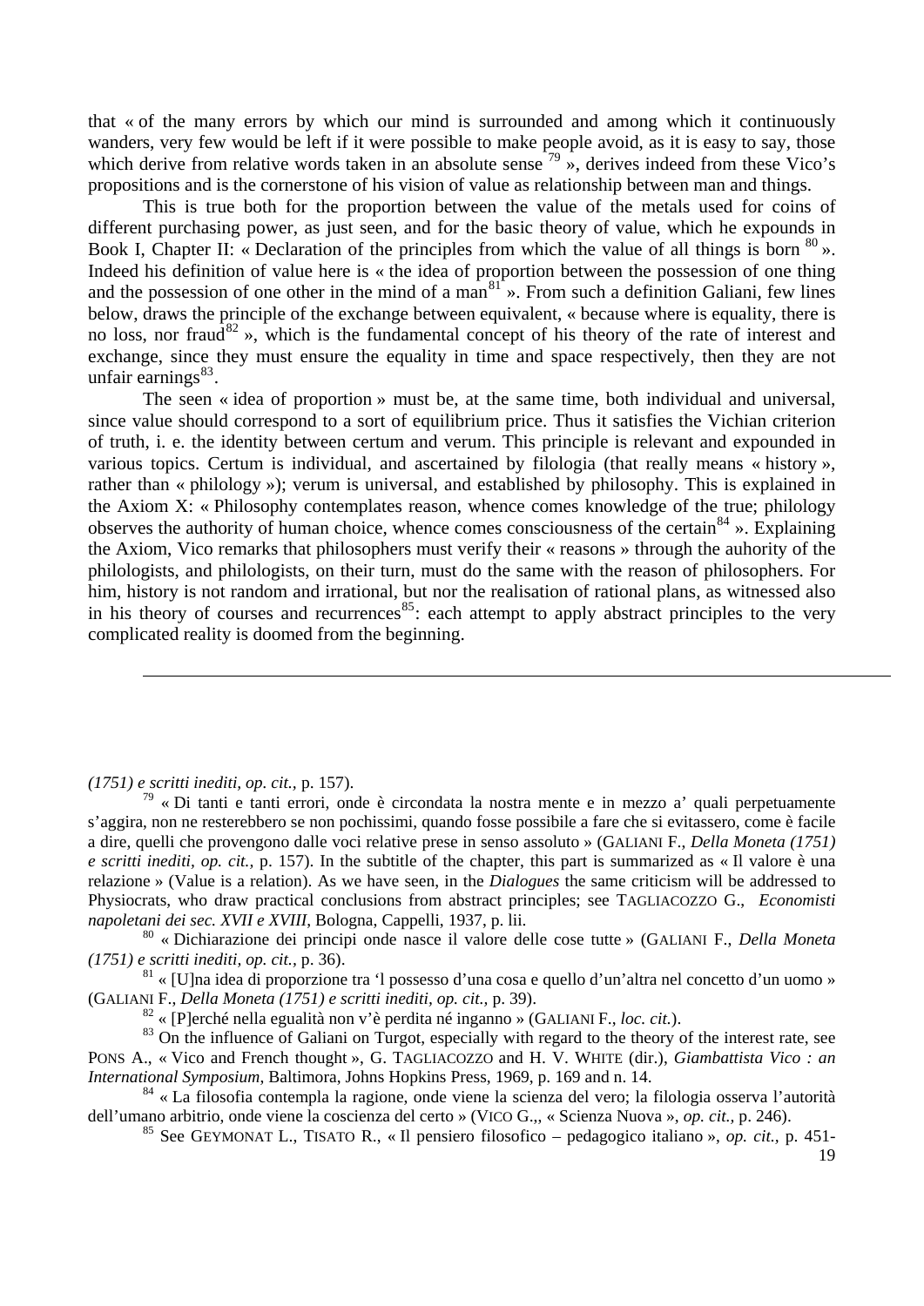that « of the many errors by which our mind is surrounded and among which it continuously wanders, very few would be left if it were possible to make people avoid, as it is easy to say, those which derive from relative words taken in an absolute sense [79] », derives indeed from these Vico's propositions and is the cornerstone of his vision of value as relationship between man and things.

This is true both for the proportion between the value of the metals used for coins of different purchasing power, as just seen, and for the basic theory of value, which he expounds in Book I, Chapter II: « Declaration of the principles from which the value of all things is born [80] ». Indeed his definition of value here is « the idea of proportion between the possession of one thing and the possession of one other in the mind of a man[81] ». From such a definition Galiani, few lines below, draws the principle of the exchange between equivalent, « because where is equality, there is no loss, nor fraud[82] », which is the fundamental concept of his theory of the rate of interest and exchange, since they must ensure the equality in time and space respectively, then they are not unfair earnings[83].

The seen « idea of proportion » must be, at the same time, both individual and universal, since value should correspond to a sort of equilibrium price. Thus it satisfies the Vichian criterion of truth, i. e. the identity between certum and verum. This principle is relevant and expounded in various topics. Certum is individual, and ascertained by filologia (that really means « history », rather than « philology »); verum is universal, and established by philosophy. This is explained in the Axiom X: « Philosophy contemplates reason, whence comes knowledge of the true; philology observes the authority of human choice, whence comes consciousness of the certain[84] ». Explaining the Axiom, Vico remarks that philosophers must verify their « reasons » through the auhority of the philologists, and philologists, on their turn, must do the same with the reason of philosophers. For him, history is not random and irrational, but nor the realisation of rational plans, as witnessed also in his theory of courses and recurrences[85]: each attempt to apply abstract principles to the very complicated reality is doomed from the beginning.

---

*(1751) e scritti inediti, op. cit.*, p. 157).

[79] « Di tanti e tanti errori, onde è circondata la nostra mente e in mezzo a' quali perpetuamente s'aggira, non ne resterebbero se non pochissimi, quando fosse possibile a fare che si evitassero, come è facile a dire, quelli che provengono dalle voci relative prese in senso assoluto » (GALIANI F., *Della Moneta (1751) e scritti inediti, op. cit.*, p. 157). In the subtitle of the chapter, this part is summarized as « Il valore è una relazione » (Value is a relation). As we have seen, in the *Dialogues* the same criticism will be addressed to Physiocrats, who draw practical conclusions from abstract principles; see TAGLIACOZZO G., *Economisti napoletani dei sec. XVII e XVIII*, Bologna, Cappelli, 1937, p. lii.

[80] « Dichiarazione dei principi onde nasce il valore delle cose tutte » (GALIANI F., *Della Moneta (1751) e scritti inediti, op. cit.*, p. 36).

[81] « [U]na idea di proporzione tra 'l possesso d'una cosa e quello d'un'altra nel concetto d'un uomo » (GALIANI F., *Della Moneta (1751) e scritti inediti, op. cit.*, p. 39).

[82] « [P]erché nella egualità non v'è perdita né inganno » (GALIANI F., *loc. cit.*).

[83] On the influence of Galiani on Turgot, especially with regard to the theory of the interest rate, see PONS A., « Vico and French thought », G. TAGLIACOZZO and H. V. WHITE (dir.), *Giambattista Vico : an International Symposium*, Baltimora, Johns Hopkins Press, 1969, p. 169 and n. 14.

[84] « La filosofia contempla la ragione, onde viene la scienza del vero; la filologia osserva l'autorità dell'umano arbitrio, onde viene la coscienza del certo » (VICO G.,, « Scienza Nuova », *op. cit.*, p. 246).

[85] See GEYMONAT L., TISATO R., « Il pensiero filosofico – pedagogico italiano », *op. cit.*, p. 451-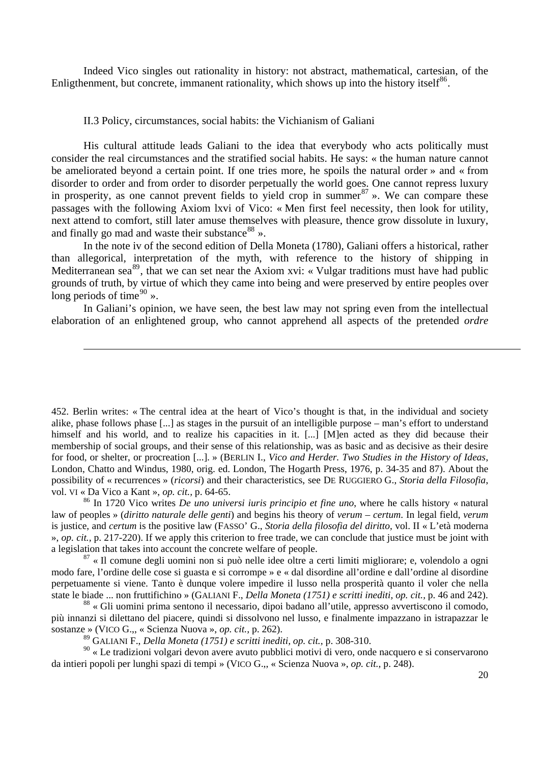Indeed Vico singles out rationality in history: not abstract, mathematical, cartesian, of the Enligthenment, but concrete, immanent rationality, which shows up into the history itself[86].

### II.3 Policy, circumstances, social habits: the Vichianism of Galiani

His cultural attitude leads Galiani to the idea that everybody who acts politically must consider the real circumstances and the stratified social habits. He says: « the human nature cannot be ameliorated beyond a certain point. If one tries more, he spoils the natural order » and « from disorder to order and from order to disorder perpetually the world goes. One cannot repress luxury in prosperity, as one cannot prevent fields to yield crop in summer[87] ». We can compare these passages with the following Axiom lxvi of Vico: « Men first feel necessity, then look for utility, next attend to comfort, still later amuse themselves with pleasure, thence grow dissolute in luxury, and finally go mad and waste their substance[88] ».

In the note iv of the second edition of Della Moneta (1780), Galiani offers a historical, rather than allegorical, interpretation of the myth, with reference to the history of shipping in Mediterranean sea[89], that we can set near the Axiom xvi: « Vulgar traditions must have had public grounds of truth, by virtue of which they came into being and were preserved by entire peoples over long periods of time[90] ».

In Galiani's opinion, we have seen, the best law may not spring even from the intellectual elaboration of an enlightened group, who cannot apprehend all aspects of the pretended *ordre*

---

452. Berlin writes: « The central idea at the heart of Vico's thought is that, in the individual and society alike, phase follows phase [...] as stages in the pursuit of an intelligible purpose – man's effort to understand himself and his world, and to realize his capacities in it. [...] [M]en acted as they did because their membership of social groups, and their sense of this relationship, was as basic and as decisive as their desire for food, or shelter, or procreation [...]. » (BERLIN I., *Vico and Herder. Two Studies in the History of Ideas*, London, Chatto and Windus, 1980, orig. ed. London, The Hogarth Press, 1976, p. 34-35 and 87). About the possibility of « recurrences » (*ricorsi*) and their characteristics, see DE RUGGIERO G., *Storia della Filosofia*, vol. VI « Da Vico a Kant », *op. cit.*, p. 64-65.

[86] In 1720 Vico writes *De uno universi iuris principio et fine uno*, where he calls history « natural law of peoples » (*diritto naturale delle genti*) and begins his theory of *verum – certum*. In legal field, *verum* is justice, and *certum* is the positive law (FASSO' G., *Storia della filosofia del diritto*, vol. II « L'età moderna », *op. cit.*, p. 217-220). If we apply this criterion to free trade, we can conclude that justice must be joint with a legislation that takes into account the concrete welfare of people.

[87] « Il comune degli uomini non si può nelle idee oltre a certi limiti migliorare; e, volendolo a ogni modo fare, l'ordine delle cose si guasta e si corrompe » e « dal disordine all'ordine e dall'ordine al disordine perpetuamente si viene. Tanto è dunque volere impedire il lusso nella prosperità quanto il voler che nella state le biade ... non fruttifichino » (GALIANI F., *Della Moneta (1751) e scritti inediti*, *op. cit.*, p. 46 and 242).

[88] « Gli uomini prima sentono il necessario, dipoi badano all'utile, appresso avvertiscono il comodo, più innanzi si dilettano del piacere, quindi si dissolvono nel lusso, e finalmente impazzano in istrapazzar le sostanze » (VICO G.,, « Scienza Nuova », *op. cit.*, p. 262).

[89] GALIANI F., *Della Moneta (1751) e scritti inediti*, *op. cit.*, p. 308-310.

[90] « Le tradizioni volgari devon avere avuto pubblici motivi di vero, onde nacquero e si conservarono da intieri popoli per lunghi spazi di tempi » (VICO G.,, « Scienza Nuova », *op. cit.*, p. 248).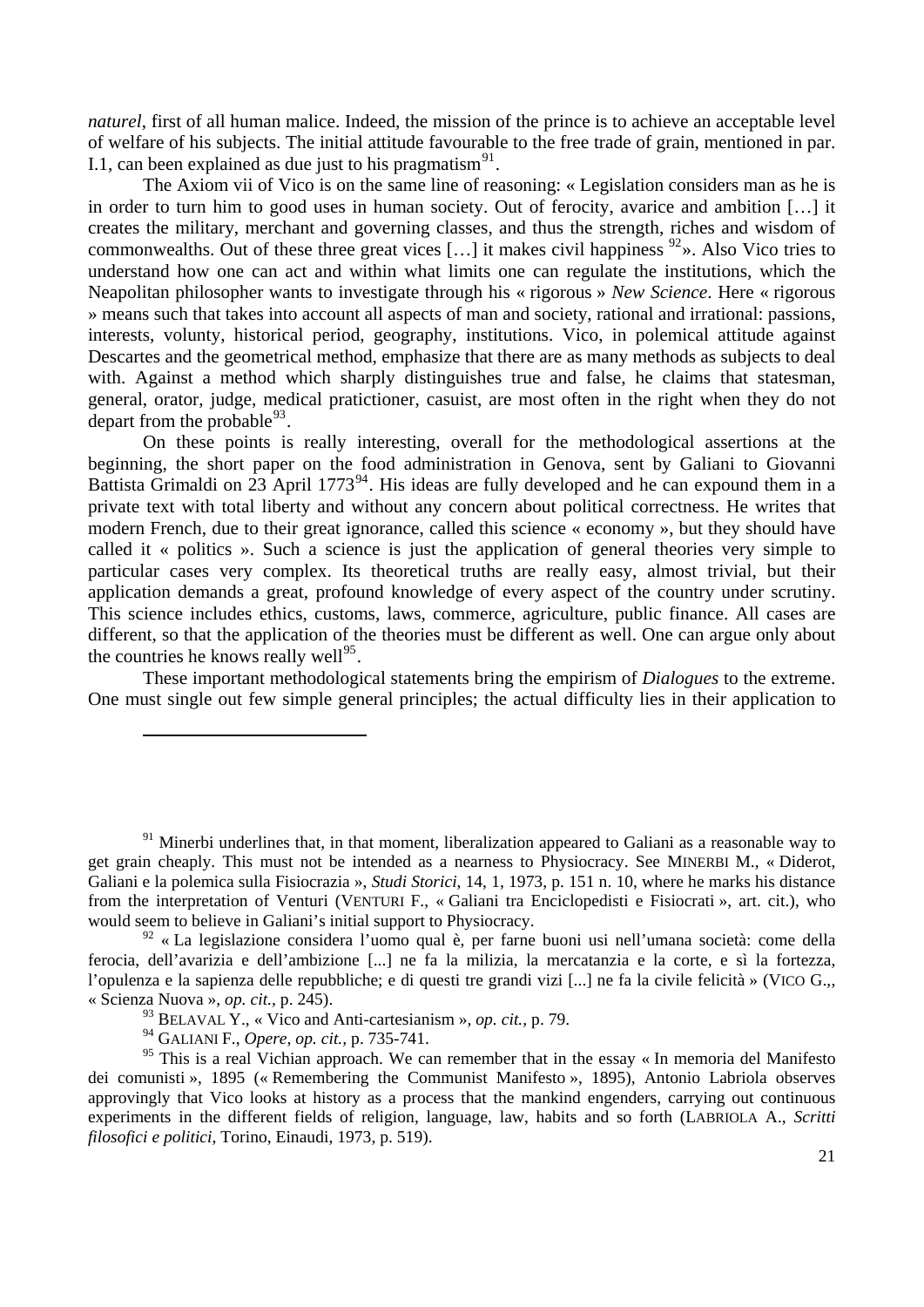*naturel*, first of all human malice. Indeed, the mission of the prince is to achieve an acceptable level of welfare of his subjects. The initial attitude favourable to the free trade of grain, mentioned in par. I.1, can been explained as due just to his pragmatism[91].

The Axiom vii of Vico is on the same line of reasoning: « Legislation considers man as he is in order to turn him to good uses in human society. Out of ferocity, avarice and ambition […] it creates the military, merchant and governing classes, and thus the strength, riches and wisdom of commonwealths. Out of these three great vices […] it makes civil happiness [92]». Also Vico tries to understand how one can act and within what limits one can regulate the institutions, which the Neapolitan philosopher wants to investigate through his « rigorous » *New Science*. Here « rigorous » means such that takes into account all aspects of man and society, rational and irrational: passions, interests, volunty, historical period, geography, institutions. Vico, in polemical attitude against Descartes and the geometrical method, emphasize that there are as many methods as subjects to deal with. Against a method which sharply distinguishes true and false, he claims that statesman, general, orator, judge, medical pratictioner, casuist, are most often in the right when they do not depart from the probable[93].

On these points is really interesting, overall for the methodological assertions at the beginning, the short paper on the food administration in Genova, sent by Galiani to Giovanni Battista Grimaldi on 23 April 1773[94]. His ideas are fully developed and he can expound them in a private text with total liberty and without any concern about political correctness. He writes that modern French, due to their great ignorance, called this science « economy », but they should have called it « politics ». Such a science is just the application of general theories very simple to particular cases very complex. Its theoretical truths are really easy, almost trivial, but their application demands a great, profound knowledge of every aspect of the country under scrutiny. This science includes ethics, customs, laws, commerce, agriculture, public finance. All cases are different, so that the application of the theories must be different as well. One can argue only about the countries he knows really well[95].

These important methodological statements bring the empirism of *Dialogues* to the extreme. One must single out few simple general principles; the actual difficulty lies in their application to

---

[91] Minerbi underlines that, in that moment, liberalization appeared to Galiani as a reasonable way to get grain cheaply. This must not be intended as a nearness to Physiocracy. See MINERBI M., « Diderot, Galiani e la polemica sulla Fisiocrazia », *Studi Storici*, 14, 1, 1973, p. 151 n. 10, where he marks his distance from the interpretation of Venturi (VENTURI F., « Galiani tra Enciclopedisti e Fisiocrati », art. cit.), who would seem to believe in Galiani's initial support to Physiocracy.

[92] « La legislazione considera l'uomo qual è, per farne buoni usi nell'umana società: come della ferocia, dell'avarizia e dell'ambizione [...] ne fa la milizia, la mercatanzia e la corte, e sì la fortezza, l'opulenza e la sapienza delle repubbliche; e di questi tre grandi vizi [...] ne fa la civile felicità » (VICO G.,, « Scienza Nuova », *op. cit.,* p. 245).

[93] BELAVAL Y., « Vico and Anti-cartesianism », *op. cit.,* p. 79.

[94] GALIANI F., *Opere, op. cit.*, p. 735-741.

[95] This is a real Vichian approach. We can remember that in the essay « In memoria del Manifesto dei comunisti », 1895 (« Remembering the Communist Manifesto », 1895), Antonio Labriola observes approvingly that Vico looks at history as a process that the mankind engenders, carrying out continuous experiments in the different fields of religion, language, law, habits and so forth (LABRIOLA A., *Scritti filosofici e politici*, Torino, Einaudi, 1973, p. 519).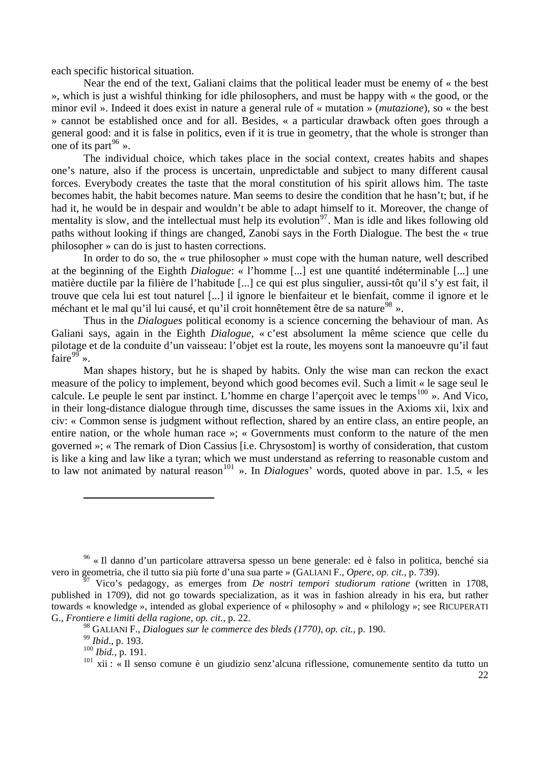each specific historical situation.

Near the end of the text, Galiani claims that the political leader must be enemy of « the best », which is just a wishful thinking for idle philosophers, and must be happy with « the good, or the minor evil ». Indeed it does exist in nature a general rule of « mutation » (*mutazione*), so « the best » cannot be established once and for all. Besides, « a particular drawback often goes through a general good: and it is false in politics, even if it is true in geometry, that the whole is stronger than one of its part[96] ».

The individual choice, which takes place in the social context, creates habits and shapes one's nature, also if the process is uncertain, unpredictable and subject to many different causal forces. Everybody creates the taste that the moral constitution of his spirit allows him. The taste becomes habit, the habit becomes nature. Man seems to desire the condition that he hasn't; but, if he had it, he would be in despair and wouldn't be able to adapt himself to it. Moreover, the change of mentality is slow, and the intellectual must help its evolution[97]. Man is idle and likes following old paths without looking if things are changed, Zanobi says in the Forth Dialogue. The best the « true philosopher » can do is just to hasten corrections.

In order to do so, the « true philosopher » must cope with the human nature, well described at the beginning of the Eighth *Dialogue*: « l'homme [...] est une quantité indéterminable [...] une matière ductile par la filière de l'habitude [...] ce qui est plus singulier, aussi-tôt qu'il s'y est fait, il trouve que cela lui est tout naturel [...] il ignore le bienfaiteur et le bienfait, comme il ignore et le méchant et le mal qu'il lui causé, et qu'il croit honnêtement être de sa nature[98] ».

Thus in the *Dialogues* political economy is a science concerning the behaviour of man. As Galiani says, again in the Eighth *Dialogue*, « c'est absolument la même science que celle du pilotage et de la conduite d'un vaisseau: l'objet est la route, les moyens sont la manoeuvre qu'il faut faire[99] ».

Man shapes history, but he is shaped by habits. Only the wise man can reckon the exact measure of the policy to implement, beyond which good becomes evil. Such a limit « le sage seul le calcule. Le peuple le sent par instinct. L'homme en charge l'aperçoit avec le temps[100] ». And Vico, in their long-distance dialogue through time, discusses the same issues in the Axioms xii, lxix and civ: « Common sense is judgment without reflection, shared by an entire class, an entire people, an entire nation, or the whole human race »; « Governments must conform to the nature of the men governed »; « The remark of Dion Cassius [i.e. Chrysostom] is worthy of consideration, that custom is like a king and law like a tyran; which we must understand as referring to reasonable custom and to law not animated by natural reason[101] ». In *Dialogues*' words, quoted above in par. 1.5, « les

---

[96] « Il danno d'un particolare attraversa spesso un bene generale: ed è falso in politica, benché sia vero in geometria, che il tutto sia più forte d'una sua parte » (GALIANI F., *Opere*, *op. cit.*, p. 739).

[97] Vico's pedagogy, as emerges from *De nostri tempori studiorum ratione* (written in 1708, published in 1709), did not go towards specialization, as it was in fashion already in his era, but rather towards « knowledge », intended as global experience of « philosophy » and « philology »; see RICUPERATI G., *Frontiere e limiti della ragione, op. cit.*, p. 22.

[98] GALIANI F., *Dialogues sur le commerce des bleds (1770), op. cit.*, p. 190.

[99] *Ibid.*, p. 193.

[100] *Ibid.*, p. 191.

[101] xii : « Il senso comune è un giudizio senz'alcuna riflessione, comunemente sentito da tutto un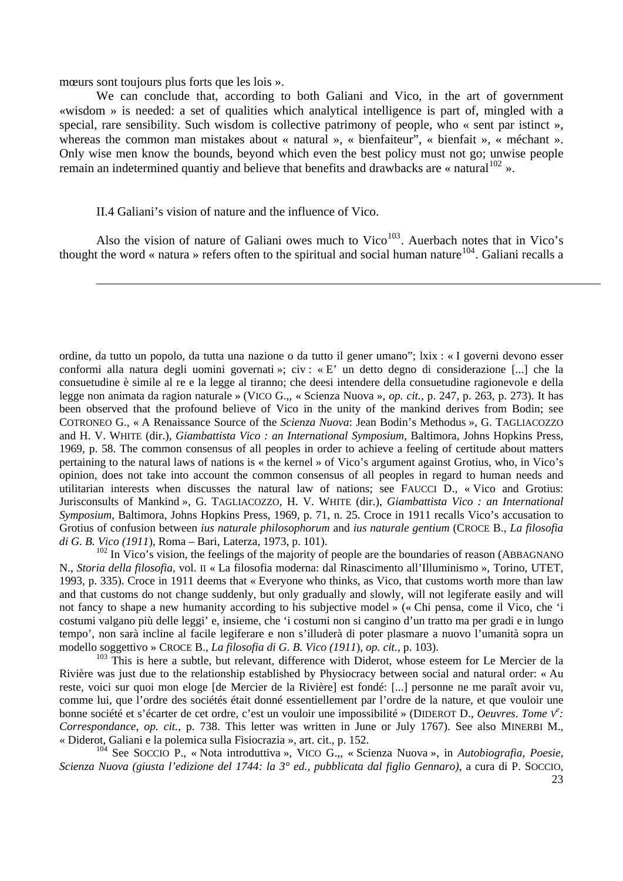mœurs sont toujours plus forts que les lois ».

We can conclude that, according to both Galiani and Vico, in the art of government «wisdom » is needed: a set of qualities which analytical intelligence is part of, mingled with a special, rare sensibility. Such wisdom is collective patrimony of people, who « sent par istinct », whereas the common man mistakes about « natural », « bienfaiteur", « bienfait », « méchant ». Only wise men know the bounds, beyond which even the best policy must not go; unwise people remain an indetermined quantiy and believe that benefits and drawbacks are « natural[102] ».

## II.4 Galiani's vision of nature and the influence of Vico.

Also the vision of nature of Galiani owes much to Vico[103]. Auerbach notes that in Vico's thought the word « natura » refers often to the spiritual and social human nature[104]. Galiani recalls a

---

ordine, da tutto un popolo, da tutta una nazione o da tutto il gener umano"; lxix : « I governi devono esser conformi alla natura degli uomini governati »; civ : « E' un detto degno di considerazione [...] che la consuetudine è simile al re e la legge al tiranno; che deesi intendere della consuetudine ragionevole e della legge non animata da ragion naturale » (VICO G.,, « Scienza Nuova », *op. cit.,* p. 247, p. 263, p. 273). It has been observed that the profound believe of Vico in the unity of the mankind derives from Bodin; see COTRONEO G., « A Renaissance Source of the *Scienza Nuova*: Jean Bodin's Methodus », G. TAGLIACOZZO and H. V. WHITE (dir.), *Giambattista Vico : an International Symposium*, Baltimora, Johns Hopkins Press, 1969, p. 58. The common consensus of all peoples in order to achieve a feeling of certitude about matters pertaining to the natural laws of nations is « the kernel » of Vico's argument against Grotius, who, in Vico's opinion, does not take into account the common consensus of all peoples in regard to human needs and utilitarian interests when discusses the natural law of nations; see FAUCCI D., « Vico and Grotius: Jurisconsults of Mankind », G. TAGLIACOZZO, H. V. WHITE (dir.), *Giambattista Vico : an International Symposium*, Baltimora, Johns Hopkins Press, 1969, p. 71, n. 25. Croce in 1911 recalls Vico's accusation to Grotius of confusion between *ius naturale philosophorum* and *ius naturale gentium* (CROCE B., *La filosofia di G. B. Vico (1911*), Roma – Bari, Laterza, 1973, p. 101).

[102] In Vico's vision, the feelings of the majority of people are the boundaries of reason (ABBAGNANO N., *Storia della filosofia*, vol. II « La filosofia moderna: dal Rinascimento all'Illuminismo », Torino, UTET, 1993, p. 335). Croce in 1911 deems that « Everyone who thinks, as Vico, that customs worth more than law and that customs do not change suddenly, but only gradually and slowly, will not legiferate easily and will not fancy to shape a new humanity according to his subjective model » (« Chi pensa, come il Vico, che 'i costumi valgano più delle leggi' e, insieme, che 'i costumi non si cangino d'un tratto ma per gradi e in lungo tempo', non sarà incline al facile legiferare e non s'illuderà di poter plasmare a nuovo l'umanità sopra un modello soggettivo » CROCE B., *La filosofia di G. B. Vico (1911*), *op. cit.*, p. 103).

[103] This is here a subtle, but relevant, difference with Diderot, whose esteem for Le Mercier de la Rivière was just due to the relationship established by Physiocracy between social and natural order: « Au reste, voici sur quoi mon eloge [de Mercier de la Rivière] est fondé: [...] personne ne me paraît avoir vu, comme lui, que l'ordre des sociétés était donné essentiellement par l'ordre de la nature, et que vouloir une bonne société et s'écarter de cet ordre, c'est un vouloir une impossibilité » (DIDEROT D., *Oeuvres*. *Tome V^e^: Correspondance, op. cit.*, p. 738. This letter was written in June or July 1767). See also MINERBI M., « Diderot, Galiani e la polemica sulla Fisiocrazia », art. cit., p. 152.

[104] See SOCCIO P., « Nota introduttiva », VICO G.,, « Scienza Nuova », in *Autobiografia, Poesie, Scienza Nuova (giusta l'edizione del 1744: la 3° ed., pubblicata dal figlio Gennaro)*, a cura di P. SOCCIO,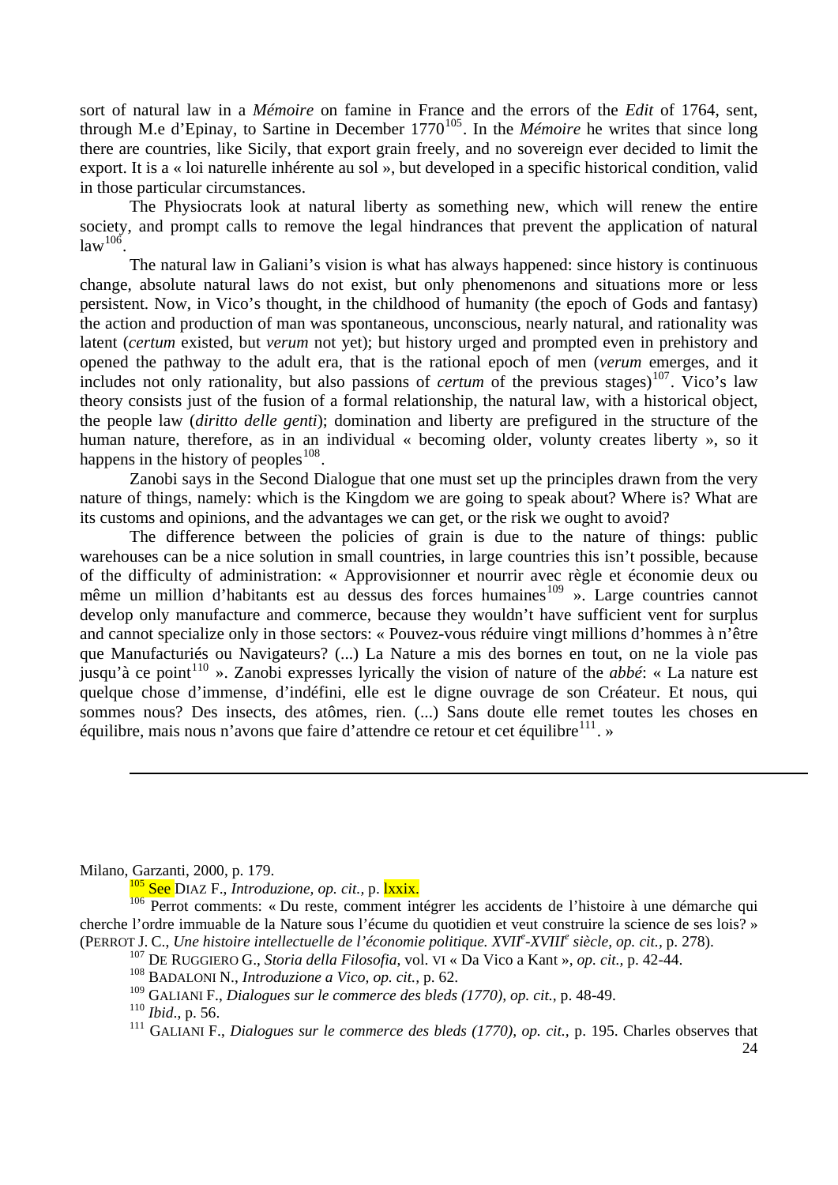sort of natural law in a *Mémoire* on famine in France and the errors of the *Edit* of 1764, sent, through M.e d'Epinay, to Sartine in December 1770[105]. In the *Mémoire* he writes that since long there are countries, like Sicily, that export grain freely, and no sovereign ever decided to limit the export. It is a « loi naturelle inhérente au sol », but developed in a specific historical condition, valid in those particular circumstances.

The Physiocrats look at natural liberty as something new, which will renew the entire society, and prompt calls to remove the legal hindrances that prevent the application of natural law[106].

The natural law in Galiani's vision is what has always happened: since history is continuous change, absolute natural laws do not exist, but only phenomenons and situations more or less persistent. Now, in Vico's thought, in the childhood of humanity (the epoch of Gods and fantasy) the action and production of man was spontaneous, unconscious, nearly natural, and rationality was latent (*certum* existed, but *verum* not yet); but history urged and prompted even in prehistory and opened the pathway to the adult era, that is the rational epoch of men (*verum* emerges, and it includes not only rationality, but also passions of *certum* of the previous stages)[107]. Vico's law theory consists just of the fusion of a formal relationship, the natural law, with a historical object, the people law (*diritto delle genti*); domination and liberty are prefigured in the structure of the human nature, therefore, as in an individual « becoming older, volunty creates liberty », so it happens in the history of peoples[108].

Zanobi says in the Second Dialogue that one must set up the principles drawn from the very nature of things, namely: which is the Kingdom we are going to speak about? Where is? What are its customs and opinions, and the advantages we can get, or the risk we ought to avoid?

The difference between the policies of grain is due to the nature of things: public warehouses can be a nice solution in small countries, in large countries this isn't possible, because of the difficulty of administration: « Approvisionner et nourrir avec règle et économie deux ou même un million d'habitants est au dessus des forces humaines[109] ». Large countries cannot develop only manufacture and commerce, because they wouldn't have sufficient vent for surplus and cannot specialize only in those sectors: « Pouvez-vous réduire vingt millions d'hommes à n'être que Manufacturiés ou Navigateurs? (...) La Nature a mis des bornes en tout, on ne la viole pas jusqu'à ce point[110] ». Zanobi expresses lyrically the vision of nature of the *abbé*: « La nature est quelque chose d'immense, d'indéfini, elle est le digne ouvrage de son Créateur. Et nous, qui sommes nous? Des insects, des atômes, rien. (...) Sans doute elle remet toutes les choses en équilibre, mais nous n'avons que faire d'attendre ce retour et cet équilibre[111]. »

---

Milano, Garzanti, 2000, p. 179.

[105] See DIAZ F., *Introduzione*, *op. cit.*, p. lxxix.

[106] Perrot comments: « Du reste, comment intégrer les accidents de l'histoire à une démarche qui cherche l'ordre immuable de la Nature sous l'écume du quotidien et veut construire la science de ses lois? » (PERROT J. C., *Une histoire intellectuelle de l'économie politique. XVII$^e$-XVIII$^e$ siècle*, *op. cit.*, p. 278).

[107] DE RUGGIERO G., *Storia della Filosofia*, vol. VI « Da Vico a Kant », *op. cit.*, p. 42-44.

[108] BADALONI N., *Introduzione a Vico*, *op. cit.*, p. 62.

[109] GALIANI F., *Dialogues sur le commerce des bleds (1770)*, *op. cit.*, p. 48-49.

[110] *Ibid*., p. 56.

[111] GALIANI F., *Dialogues sur le commerce des bleds (1770)*, *op. cit.*, p. 195. Charles observes that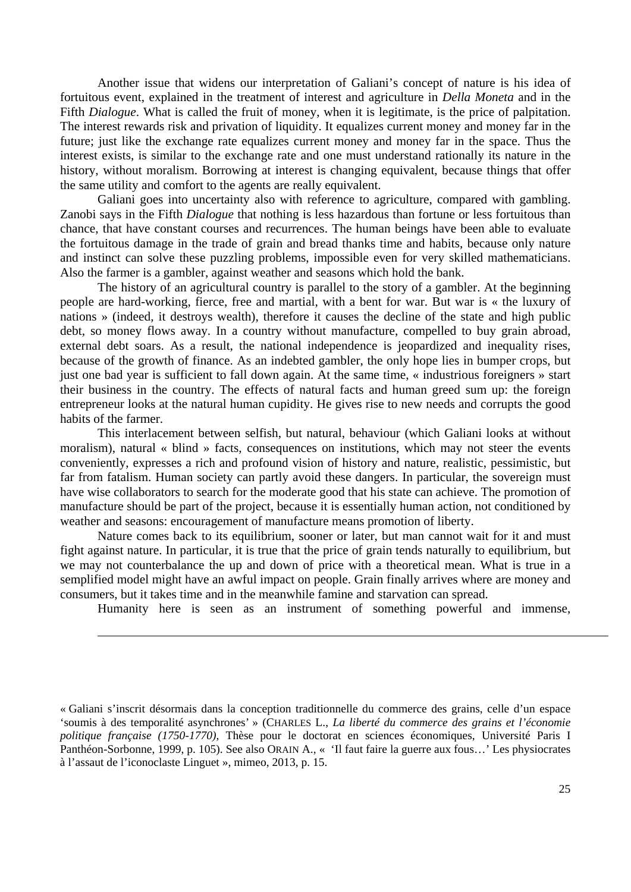Another issue that widens our interpretation of Galiani's concept of nature is his idea of fortuitous event, explained in the treatment of interest and agriculture in *Della Moneta* and in the Fifth *Dialogue*. What is called the fruit of money, when it is legitimate, is the price of palpitation. The interest rewards risk and privation of liquidity. It equalizes current money and money far in the future; just like the exchange rate equalizes current money and money far in the space. Thus the interest exists, is similar to the exchange rate and one must understand rationally its nature in the history, without moralism. Borrowing at interest is changing equivalent, because things that offer the same utility and comfort to the agents are really equivalent.

Galiani goes into uncertainty also with reference to agriculture, compared with gambling. Zanobi says in the Fifth *Dialogue* that nothing is less hazardous than fortune or less fortuitous than chance, that have constant courses and recurrences. The human beings have been able to evaluate the fortuitous damage in the trade of grain and bread thanks time and habits, because only nature and instinct can solve these puzzling problems, impossible even for very skilled mathematicians. Also the farmer is a gambler, against weather and seasons which hold the bank.

The history of an agricultural country is parallel to the story of a gambler. At the beginning people are hard-working, fierce, free and martial, with a bent for war. But war is « the luxury of nations » (indeed, it destroys wealth), therefore it causes the decline of the state and high public debt, so money flows away. In a country without manufacture, compelled to buy grain abroad, external debt soars. As a result, the national independence is jeopardized and inequality rises, because of the growth of finance. As an indebted gambler, the only hope lies in bumper crops, but just one bad year is sufficient to fall down again. At the same time, « industrious foreigners » start their business in the country. The effects of natural facts and human greed sum up: the foreign entrepreneur looks at the natural human cupidity. He gives rise to new needs and corrupts the good habits of the farmer.

This interlacement between selfish, but natural, behaviour (which Galiani looks at without moralism), natural « blind » facts, consequences on institutions, which may not steer the events conveniently, expresses a rich and profound vision of history and nature, realistic, pessimistic, but far from fatalism. Human society can partly avoid these dangers. In particular, the sovereign must have wise collaborators to search for the moderate good that his state can achieve. The promotion of manufacture should be part of the project, because it is essentially human action, not conditioned by weather and seasons: encouragement of manufacture means promotion of liberty.

Nature comes back to its equilibrium, sooner or later, but man cannot wait for it and must fight against nature. In particular, it is true that the price of grain tends naturally to equilibrium, but we may not counterbalance the up and down of price with a theoretical mean. What is true in a semplified model might have an awful impact on people. Grain finally arrives where are money and consumers, but it takes time and in the meanwhile famine and starvation can spread.

Humanity here is seen as an instrument of something powerful and immense,

---

« Galiani s'inscrit désormais dans la conception traditionnelle du commerce des grains, celle d'un espace 'soumis à des temporalité asynchrones' » (CHARLES L., *La liberté du commerce des grains et l'économie politique française (1750-1770)*, Thèse pour le doctorat en sciences économiques, Université Paris I Panthéon-Sorbonne, 1999, p. 105). See also ORAIN A., « 'Il faut faire la guerre aux fous…' Les physiocrates à l'assaut de l'iconoclaste Linguet », mimeo, 2013, p. 15.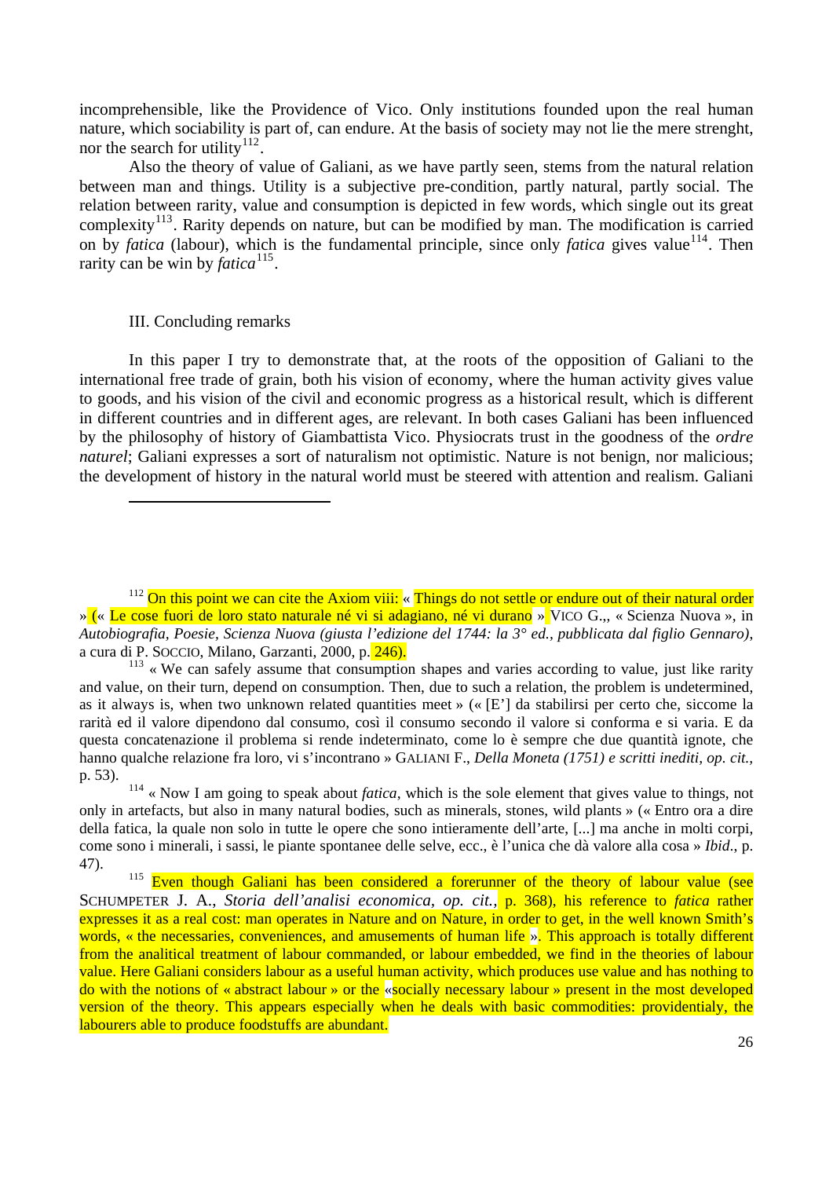incomprehensible, like the Providence of Vico. Only institutions founded upon the real human nature, which sociability is part of, can endure. At the basis of society may not lie the mere strenght, nor the search for utility[112].

Also the theory of value of Galiani, as we have partly seen, stems from the natural relation between man and things. Utility is a subjective pre-condition, partly natural, partly social. The relation between rarity, value and consumption is depicted in few words, which single out its great complexity[113]. Rarity depends on nature, but can be modified by man. The modification is carried on by *fatica* (labour), which is the fundamental principle, since only *fatica* gives value[114]. Then rarity can be win by *fatica*[115].

### III. Concluding remarks

In this paper I try to demonstrate that, at the roots of the opposition of Galiani to the international free trade of grain, both his vision of economy, where the human activity gives value to goods, and his vision of the civil and economic progress as a historical result, which is different in different countries and in different ages, are relevant. In both cases Galiani has been influenced by the philosophy of history of Giambattista Vico. Physiocrats trust in the goodness of the *ordre naturel*; Galiani expresses a sort of naturalism not optimistic. Nature is not benign, nor malicious; the development of history in the natural world must be steered with attention and realism. Galiani

---

[112] On this point we can cite the Axiom viii: « Things do not settle or endure out of their natural order » (« Le cose fuori de loro stato naturale né vi si adagiano, né vi durano » VICO G.,, « Scienza Nuova », in *Autobiografia, Poesie, Scienza Nuova (giusta l'edizione del 1744: la 3° ed., pubblicata dal figlio Gennaro)*, a cura di P. SOCCIO, Milano, Garzanti, 2000, p. 246).

[113] « We can safely assume that consumption shapes and varies according to value, just like rarity and value, on their turn, depend on consumption. Then, due to such a relation, the problem is undetermined, as it always is, when two unknown related quantities meet » (« [E'] da stabilirsi per certo che, siccome la rarità ed il valore dipendono dal consumo, così il consumo secondo il valore si conforma e si varia. E da questa concatenazione il problema si rende indeterminato, come lo è sempre che due quantità ignote, che hanno qualche relazione fra loro, vi s'incontrano » GALIANI F., *Della Moneta (1751) e scritti inediti*, *op. cit.*, p. 53).

[114] « Now I am going to speak about *fatica*, which is the sole element that gives value to things, not only in artefacts, but also in many natural bodies, such as minerals, stones, wild plants » (« Entro ora a dire della fatica, la quale non solo in tutte le opere che sono intieramente dell'arte, [...] ma anche in molti corpi, come sono i minerali, i sassi, le piante spontanee delle selve, ecc., è l'unica che dà valore alla cosa » *Ibid*., p. 47).

[115] Even though Galiani has been considered a forerunner of the theory of labour value (see SCHUMPETER J. A., *Storia dell'analisi economica*, *op. cit.*, p. 368), his reference to *fatica* rather expresses it as a real cost: man operates in Nature and on Nature, in order to get, in the well known Smith's words, « the necessaries, conveniences, and amusements of human life ». This approach is totally different from the analitical treatment of labour commanded, or labour embedded, we find in the theories of labour value. Here Galiani considers labour as a useful human activity, which produces use value and has nothing to do with the notions of « abstract labour » or the «socially necessary labour » present in the most developed version of the theory. This appears especially when he deals with basic commodities: providentialy, the labourers able to produce foodstuffs are abundant.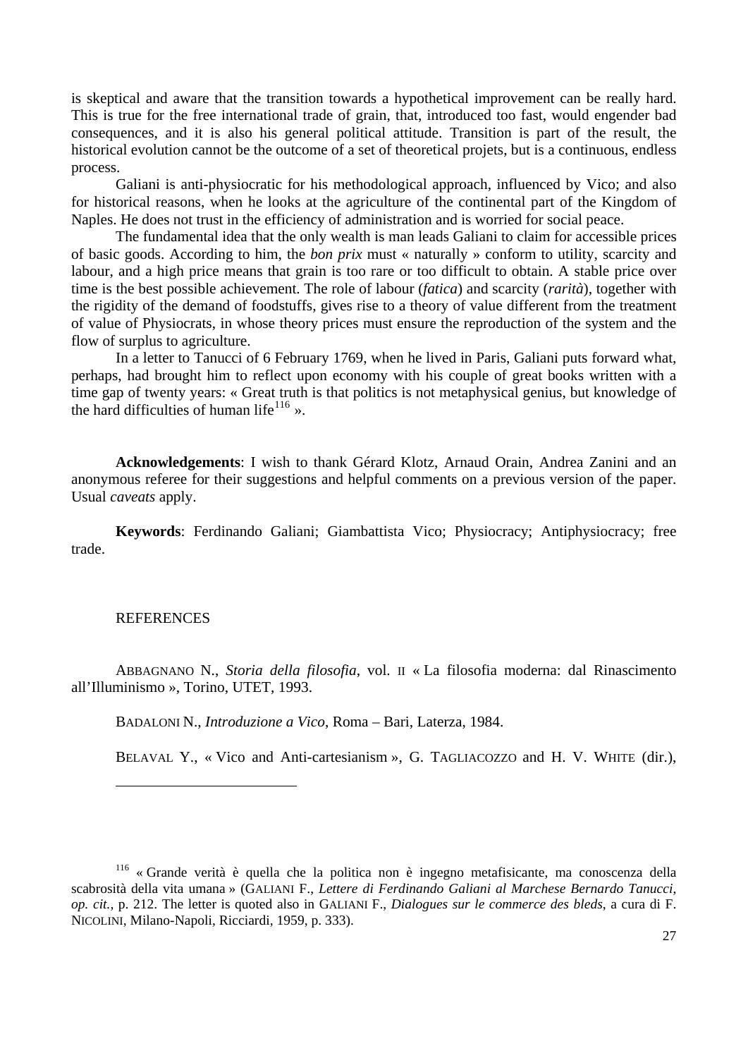is skeptical and aware that the transition towards a hypothetical improvement can be really hard. This is true for the free international trade of grain, that, introduced too fast, would engender bad consequences, and it is also his general political attitude. Transition is part of the result, the historical evolution cannot be the outcome of a set of theoretical projets, but is a continuous, endless process.

Galiani is anti-physiocratic for his methodological approach, influenced by Vico; and also for historical reasons, when he looks at the agriculture of the continental part of the Kingdom of Naples. He does not trust in the efficiency of administration and is worried for social peace.

The fundamental idea that the only wealth is man leads Galiani to claim for accessible prices of basic goods. According to him, the *bon prix* must « naturally » conform to utility, scarcity and labour, and a high price means that grain is too rare or too difficult to obtain. A stable price over time is the best possible achievement. The role of labour (*fatica*) and scarcity (*rarità*), together with the rigidity of the demand of foodstuffs, gives rise to a theory of value different from the treatment of value of Physiocrats, in whose theory prices must ensure the reproduction of the system and the flow of surplus to agriculture.

In a letter to Tanucci of 6 February 1769, when he lived in Paris, Galiani puts forward what, perhaps, had brought him to reflect upon economy with his couple of great books written with a time gap of twenty years: « Great truth is that politics is not metaphysical genius, but knowledge of the hard difficulties of human life[116] ».

**Acknowledgements**: I wish to thank Gérard Klotz, Arnaud Orain, Andrea Zanini and an anonymous referee for their suggestions and helpful comments on a previous version of the paper. Usual *caveats* apply.

**Keywords**: Ferdinando Galiani; Giambattista Vico; Physiocracy; Antiphysiocracy; free trade.

REFERENCES

ABBAGNANO N., *Storia della filosofia*, vol. II « La filosofia moderna: dal Rinascimento all'Illuminismo », Torino, UTET, 1993.

BADALONI N., *Introduzione a Vico*, Roma – Bari, Laterza, 1984.

BELAVAL Y., « Vico and Anti-cartesianism », G. TAGLIACOZZO and H. V. WHITE (dir.),

[116] « Grande verità è quella che la politica non è ingegno metafisicante, ma conoscenza della scabrosità della vita umana » (GALIANI F., *Lettere di Ferdinando Galiani al Marchese Bernardo Tanucci*, *op. cit.*, p. 212. The letter is quoted also in GALIANI F., *Dialogues sur le commerce des bleds*, a cura di F. NICOLINI, Milano-Napoli, Ricciardi, 1959, p. 333).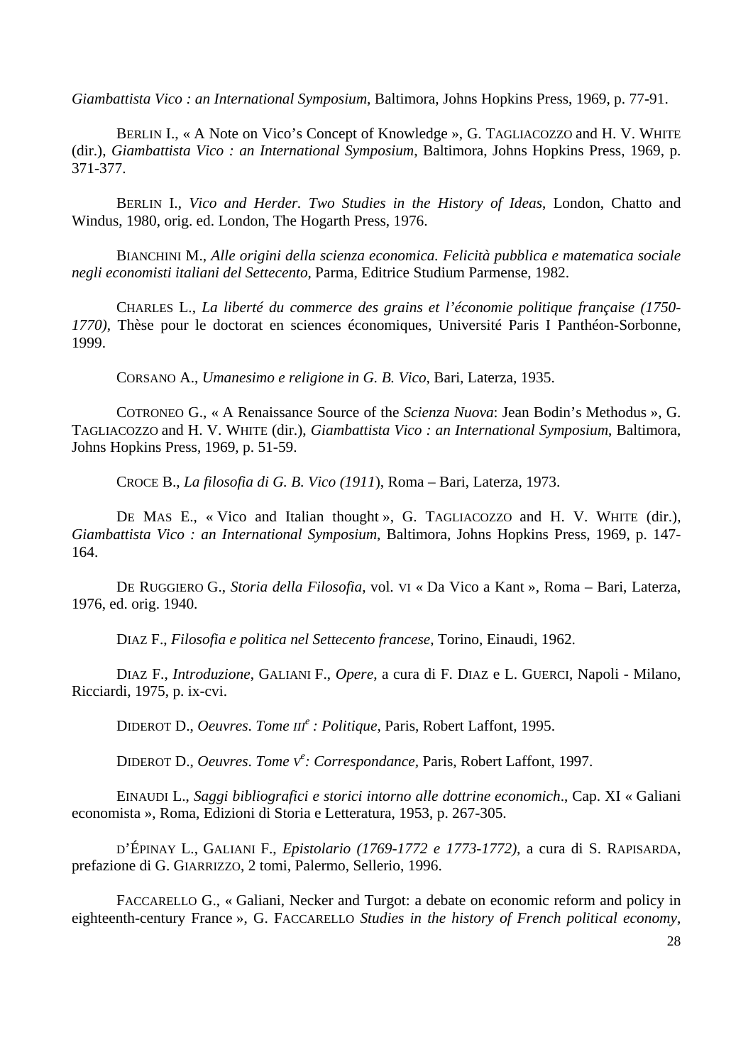*Giambattista Vico : an International Symposium*, Baltimora, Johns Hopkins Press, 1969, p. 77-91.

BERLIN I., « A Note on Vico's Concept of Knowledge », G. TAGLIACOZZO and H. V. WHITE (dir.), *Giambattista Vico : an International Symposium*, Baltimora, Johns Hopkins Press, 1969, p. 371-377.

BERLIN I., *Vico and Herder. Two Studies in the History of Ideas*, London, Chatto and Windus, 1980, orig. ed. London, The Hogarth Press, 1976.

BIANCHINI M., *Alle origini della scienza economica. Felicità pubblica e matematica sociale negli economisti italiani del Settecento*, Parma, Editrice Studium Parmense, 1982.

CHARLES L., *La liberté du commerce des grains et l'économie politique française (1750-1770)*, Thèse pour le doctorat en sciences économiques, Université Paris I Panthéon-Sorbonne, 1999.

CORSANO A., *Umanesimo e religione in G. B. Vico*, Bari, Laterza, 1935.

COTRONEO G., « A Renaissance Source of the *Scienza Nuova*: Jean Bodin's Methodus », G. TAGLIACOZZO and H. V. WHITE (dir.), *Giambattista Vico : an International Symposium*, Baltimora, Johns Hopkins Press, 1969, p. 51-59.

CROCE B., *La filosofia di G. B. Vico (1911*), Roma – Bari, Laterza, 1973.

DE MAS E., « Vico and Italian thought », G. TAGLIACOZZO and H. V. WHITE (dir.), *Giambattista Vico : an International Symposium*, Baltimora, Johns Hopkins Press, 1969, p. 147-164.

DE RUGGIERO G., *Storia della Filosofia*, vol. VI « Da Vico a Kant », Roma – Bari, Laterza, 1976, ed. orig. 1940.

DIAZ F., *Filosofia e politica nel Settecento francese*, Torino, Einaudi, 1962.

DIAZ F., *Introduzione*, GALIANI F., *Opere*, a cura di F. DIAZ e L. GUERCI, Napoli - Milano, Ricciardi, 1975, p. ix-cvi.

DIDEROT D., *Oeuvres. Tome III^e : Politique*, Paris, Robert Laffont, 1995.

DIDEROT D., *Oeuvres. Tome V^e: Correspondance*, Paris, Robert Laffont, 1997.

EINAUDI L., *Saggi bibliografici e storici intorno alle dottrine economich*., Cap. XI « Galiani economista », Roma, Edizioni di Storia e Letteratura, 1953, p. 267-305.

D'ÉPINAY L., GALIANI F., *Epistolario (1769-1772 e 1773-1772)*, a cura di S. RAPISARDA, prefazione di G. GIARRIZZO, 2 tomi, Palermo, Sellerio, 1996.

FACCARELLO G., « Galiani, Necker and Turgot: a debate on economic reform and policy in eighteenth-century France », G. FACCARELLO *Studies in the history of French political economy*,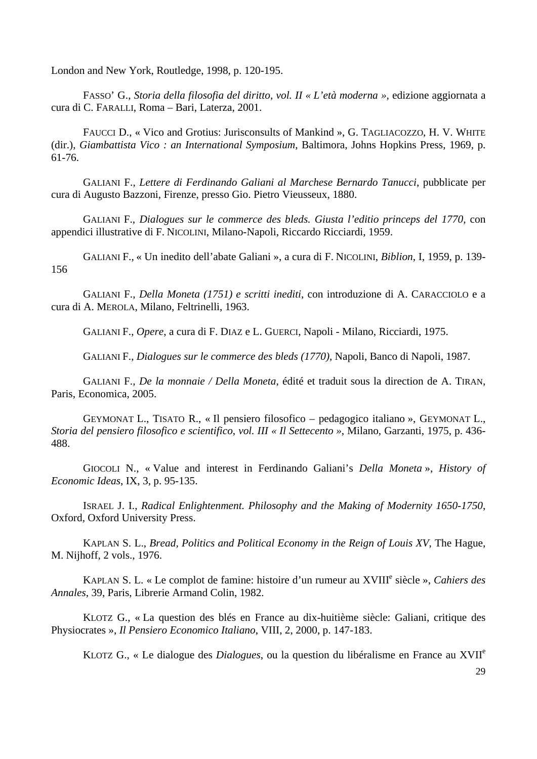London and New York, Routledge, 1998, p. 120-195.

FASSO' G., *Storia della filosofia del diritto, vol. II « L'età moderna »*, edizione aggiornata a cura di C. FARALLI, Roma – Bari, Laterza, 2001.

FAUCCI D., « Vico and Grotius: Jurisconsults of Mankind », G. TAGLIACOZZO, H. V. WHITE (dir.), *Giambattista Vico : an International Symposium*, Baltimora, Johns Hopkins Press, 1969, p. 61-76.

GALIANI F., *Lettere di Ferdinando Galiani al Marchese Bernardo Tanucci*, pubblicate per cura di Augusto Bazzoni, Firenze, presso Gio. Pietro Vieusseux, 1880.

GALIANI F., *Dialogues sur le commerce des bleds. Giusta l'editio princeps del 1770,* con appendici illustrative di F. NICOLINI, Milano-Napoli, Riccardo Ricciardi, 1959.

GALIANI F., « Un inedito dell'abate Galiani », a cura di F. NICOLINI, *Biblion*, I, 1959, p. 139-156

GALIANI F., *Della Moneta (1751) e scritti inediti*, con introduzione di A. CARACCIOLO e a cura di A. MEROLA, Milano, Feltrinelli, 1963.

GALIANI F., *Opere*, a cura di F. DIAZ e L. GUERCI, Napoli - Milano, Ricciardi, 1975.

GALIANI F., *Dialogues sur le commerce des bleds (1770)*, Napoli, Banco di Napoli, 1987.

GALIANI F., *De la monnaie / Della Moneta*, édité et traduit sous la direction de A. TIRAN, Paris, Economica, 2005.

GEYMONAT L., TISATO R., « Il pensiero filosofico – pedagogico italiano », GEYMONAT L., *Storia del pensiero filosofico e scientifico, vol. III « Il Settecento »*, Milano, Garzanti, 1975, p. 436-488.

GIOCOLI N., « Value and interest in Ferdinando Galiani's *Della Moneta* », *History of Economic Ideas*, IX, 3, p. 95-135.

ISRAEL J. I., *Radical Enlightenment. Philosophy and the Making of Modernity 1650-1750*, Oxford, Oxford University Press.

KAPLAN S. L., *Bread, Politics and Political Economy in the Reign of Louis XV*, The Hague, M. Nijhoff, 2 vols., 1976.

KAPLAN S. L. « Le complot de famine: histoire d'un rumeur au XVIII[e] siècle », *Cahiers des Annales*, 39, Paris, Librerie Armand Colin, 1982.

KLOTZ G., « La question des blés en France au dix-huitième siècle: Galiani, critique des Physiocrates », *Il Pensiero Economico Italiano*, VIII, 2, 2000, p. 147-183.

KLOTZ G., « Le dialogue des *Dialogues*, ou la question du libéralisme en France au XVII[e]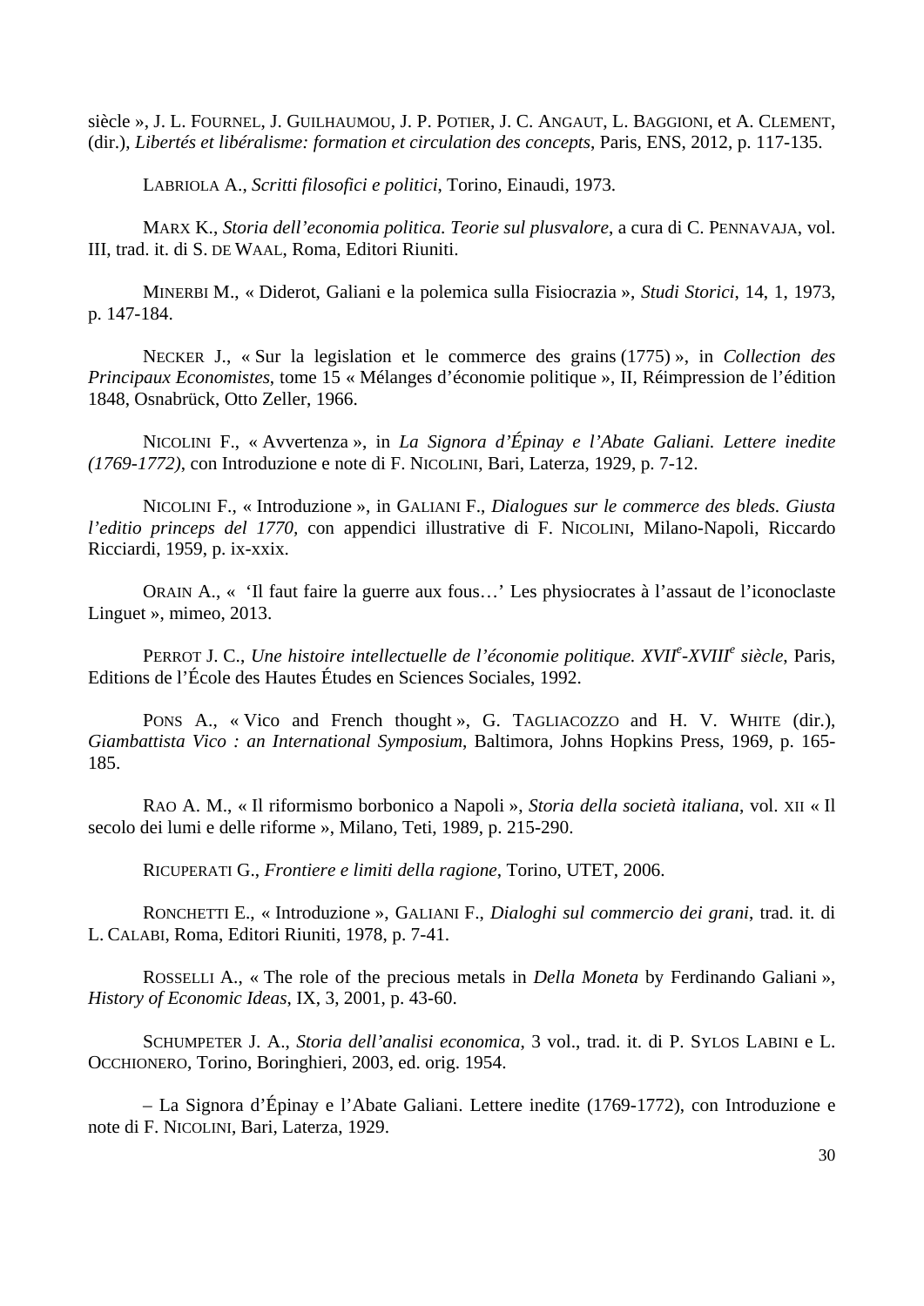siècle », J. L. FOURNEL, J. GUILHAUMOU, J. P. POTIER, J. C. ANGAUT, L. BAGGIONI, et A. CLEMENT, (dir.), *Libertés et libéralisme: formation et circulation des concepts*, Paris, ENS, 2012, p. 117-135.

LABRIOLA A., *Scritti filosofici e politici*, Torino, Einaudi, 1973.

MARX K., *Storia dell'economia politica. Teorie sul plusvalore*, a cura di C. PENNAVAJA, vol. III, trad. it. di S. DE WAAL, Roma, Editori Riuniti.

MINERBI M., « Diderot, Galiani e la polemica sulla Fisiocrazia », *Studi Storici*, 14, 1, 1973, p. 147-184.

NECKER J., « Sur la legislation et le commerce des grains (1775) », in *Collection des Principaux Economistes*, tome 15 « Mélanges d'économie politique », II, Réimpression de l'édition 1848, Osnabrück, Otto Zeller, 1966.

NICOLINI F., « Avvertenza », in *La Signora d'Épinay e l'Abate Galiani. Lettere inedite (1769-1772)*, con Introduzione e note di F. NICOLINI, Bari, Laterza, 1929, p. 7-12.

NICOLINI F., « Introduzione », in GALIANI F., *Dialogues sur le commerce des bleds. Giusta l'editio princeps del 1770*, con appendici illustrative di F. NICOLINI, Milano-Napoli, Riccardo Ricciardi, 1959, p. ix-xxix.

ORAIN A., « 'Il faut faire la guerre aux fous…' Les physiocrates à l'assaut de l'iconoclaste Linguet », mimeo, 2013.

PERROT J. C., *Une histoire intellectuelle de l'économie politique. XVII^e-XVIII^e siècle*, Paris, Editions de l'École des Hautes Études en Sciences Sociales, 1992.

PONS A., « Vico and French thought », G. TAGLIACOZZO and H. V. WHITE (dir.), *Giambattista Vico : an International Symposium*, Baltimora, Johns Hopkins Press, 1969, p. 165-185.

RAO A. M., « Il riformismo borbonico a Napoli », *Storia della società italiana*, vol. XII « Il secolo dei lumi e delle riforme », Milano, Teti, 1989, p. 215-290.

RICUPERATI G., *Frontiere e limiti della ragione*, Torino, UTET, 2006.

RONCHETTI E., « Introduzione », GALIANI F., *Dialoghi sul commercio dei grani*, trad. it. di L. CALABI, Roma, Editori Riuniti, 1978, p. 7-41.

ROSSELLI A., « The role of the precious metals in *Della Moneta* by Ferdinando Galiani », *History of Economic Ideas*, IX, 3, 2001, p. 43-60.

SCHUMPETER J. A., *Storia dell'analisi economica*, 3 vol., trad. it. di P. SYLOS LABINI e L. OCCHIONERO, Torino, Boringhieri, 2003, ed. orig. 1954.

– La Signora d'Épinay e l'Abate Galiani. Lettere inedite (1769-1772), con Introduzione e note di F. NICOLINI, Bari, Laterza, 1929.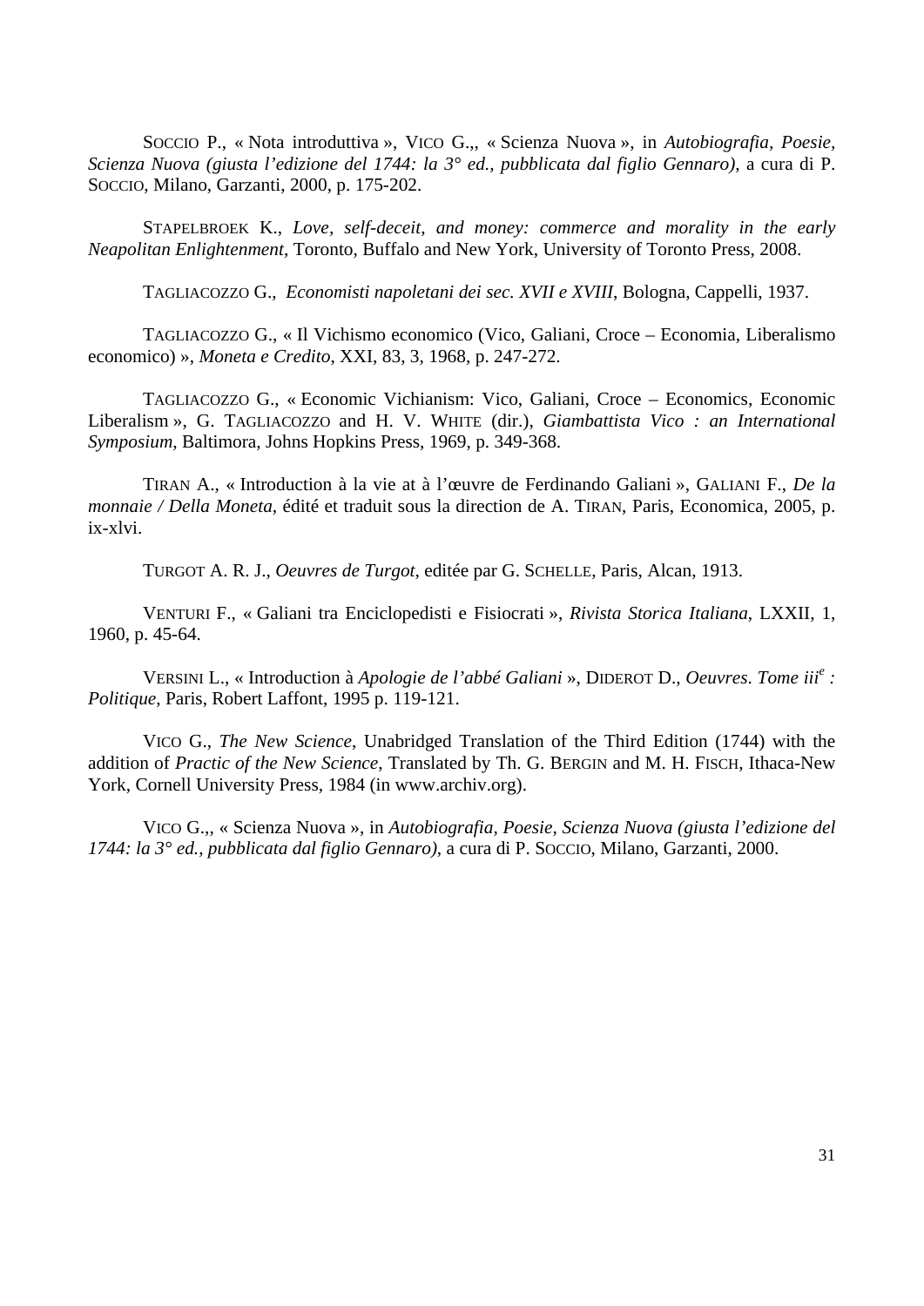SOCCIO P., « Nota introduttiva », VICO G.,, « Scienza Nuova », in *Autobiografia, Poesie, Scienza Nuova (giusta l'edizione del 1744: la 3° ed., pubblicata dal figlio Gennaro)*, a cura di P. SOCCIO, Milano, Garzanti, 2000, p. 175-202.

STAPELBROEK K., *Love, self-deceit, and money: commerce and morality in the early Neapolitan Enlightenment*, Toronto, Buffalo and New York, University of Toronto Press, 2008.

TAGLIACOZZO G., *Economisti napoletani dei sec. XVII e XVIII*, Bologna, Cappelli, 1937.

TAGLIACOZZO G., « Il Vichismo economico (Vico, Galiani, Croce – Economia, Liberalismo economico) », *Moneta e Credito*, XXI, 83, 3, 1968, p. 247-272.

TAGLIACOZZO G., « Economic Vichianism: Vico, Galiani, Croce – Economics, Economic Liberalism », G. TAGLIACOZZO and H. V. WHITE (dir.), *Giambattista Vico : an International Symposium*, Baltimora, Johns Hopkins Press, 1969, p. 349-368.

TIRAN A., « Introduction à la vie at à l'œuvre de Ferdinando Galiani », GALIANI F., *De la monnaie / Della Moneta*, édité et traduit sous la direction de A. TIRAN, Paris, Economica, 2005, p. ix-xlvi.

TURGOT A. R. J., *Oeuvres de Turgot*, editée par G. SCHELLE, Paris, Alcan, 1913.

VENTURI F., « Galiani tra Enciclopedisti e Fisiocrati », *Rivista Storica Italiana*, LXXII, 1, 1960, p. 45-64.

VERSINI L., « Introduction à *Apologie de l'abbé Galiani* », DIDEROT D., *Oeuvres*. *Tome iii*[e] *: Politique*, Paris, Robert Laffont, 1995 p. 119-121.

VICO G., *The New Science*, Unabridged Translation of the Third Edition (1744) with the addition of *Practic of the New Science*, Translated by Th. G. BERGIN and M. H. FISCH, Ithaca-New York, Cornell University Press, 1984 (in www.archiv.org).

VICO G.,, « Scienza Nuova », in *Autobiografia, Poesie, Scienza Nuova (giusta l'edizione del 1744: la 3° ed., pubblicata dal figlio Gennaro)*, a cura di P. SOCCIO, Milano, Garzanti, 2000.